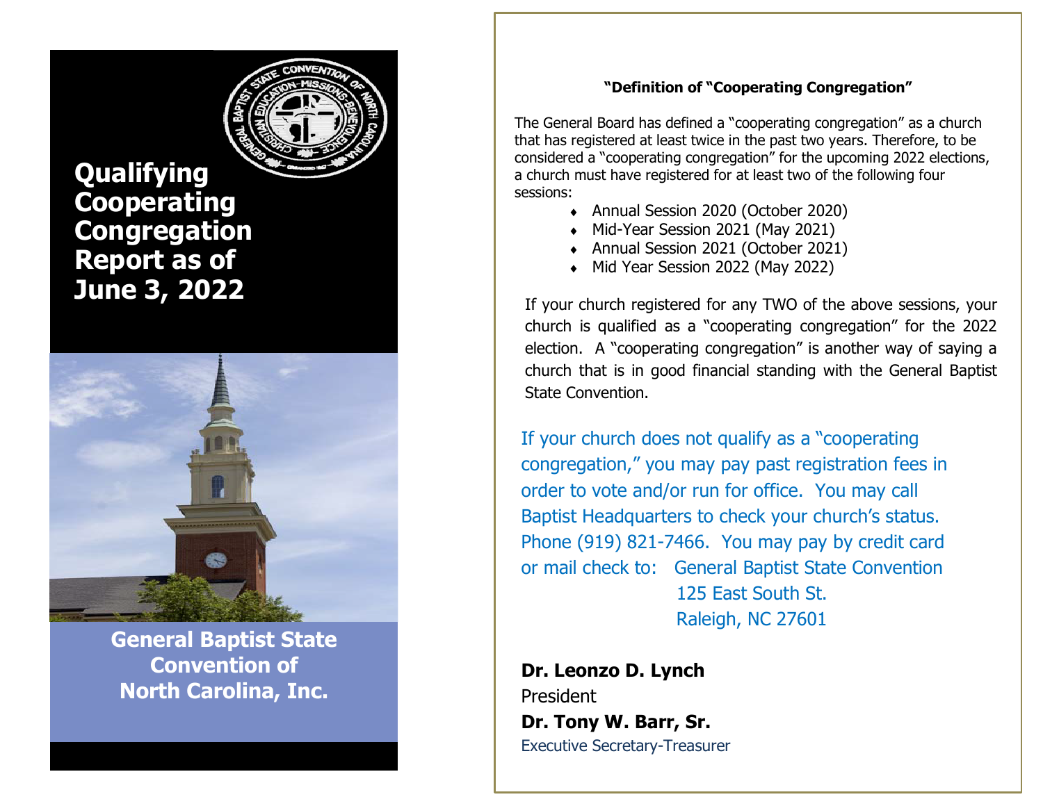# Qualifying Cooperating Congregation Report as of June 3, 2022

**General Baptist State Convention of North Carolina, Inc.**

**"Definition of "Cooperating Congregation"**

The General Board has defined a "cooperating congregation" as a church that has registered at least twice in the past two years. Therefore, to be considered a "cooperating congregation" for the upcoming 2022 elections, a church must have registered for at least two of the following four sessions:

- Annual Session 2020 (October 2020)
- Mid-Year Session 2021 (May 2021)
- Annual Session 2021 (October 2021)
- Mid Year Session 2022 (May 2022)

If your church registered for any TWO of the above sessions, your church is qualified as a "cooperating congregation" for the 2022 election. A "cooperating congregation" is another way of saying a church that is in good financial standing with the General Baptist State Convention.

If your church does not qualify as a "cooperating congregation," you may pay past registration fees in order to vote and/or run for office. You may call Baptist Headquarters to check your church's status. Phone (919) 821-7466. You may pay by credit card or mail check to: General Baptist State Convention
125 East South St.
Raleigh, NC 27601

**Dr. Leonzo D. Lynch**
President
**Dr. Tony W. Barr, Sr.**
Executive Secretary-Treasurer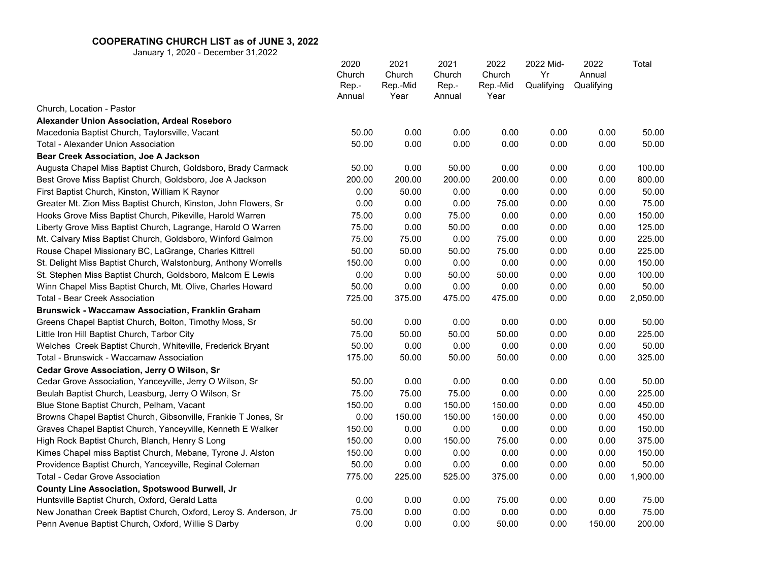**COOPERATING CHURCH LIST as of JUNE 3, 2022**

January 1, 2020 - December 31,2022

| | 2020 Church Rep.-Annual | 2021 Church Rep.-Mid Year | 2021 Church Rep.-Annual | 2022 Church Rep.-Mid Year | 2022 Mid-Yr Qualifying | 2022 Annual Qualifying | Total |
|---|---|---|---|---|---|---|---|
| Church, Location - Pastor | | | | | | | |
| **Alexander Union Association, Ardeal Roseboro** | | | | | | | |
| Macedonia Baptist Church, Taylorsville, Vacant | 50.00 | 0.00 | 0.00 | 0.00 | 0.00 | 0.00 | 50.00 |
| Total - Alexander Union Association | 50.00 | 0.00 | 0.00 | 0.00 | 0.00 | 0.00 | 50.00 |
| **Bear Creek Association, Joe A Jackson** | | | | | | | |
| Augusta Chapel Miss Baptist Church, Goldsboro, Brady Carmack | 50.00 | 0.00 | 50.00 | 0.00 | 0.00 | 0.00 | 100.00 |
| Best Grove Miss Baptist Church, Goldsboro, Joe A Jackson | 200.00 | 200.00 | 200.00 | 200.00 | 0.00 | 0.00 | 800.00 |
| First Baptist Church, Kinston, William K Raynor | 0.00 | 50.00 | 0.00 | 0.00 | 0.00 | 0.00 | 50.00 |
| Greater Mt. Zion Miss Baptist Church, Kinston, John Flowers, Sr | 0.00 | 0.00 | 0.00 | 75.00 | 0.00 | 0.00 | 75.00 |
| Hooks Grove Miss Baptist Church, Pikeville, Harold Warren | 75.00 | 0.00 | 75.00 | 0.00 | 0.00 | 0.00 | 150.00 |
| Liberty Grove Miss Baptist Church, Lagrange, Harold O Warren | 75.00 | 0.00 | 50.00 | 0.00 | 0.00 | 0.00 | 125.00 |
| Mt. Calvary Miss Baptist Church, Goldsboro, Winford Galmon | 75.00 | 75.00 | 0.00 | 75.00 | 0.00 | 0.00 | 225.00 |
| Rouse Chapel Missionary BC, LaGrange, Charles Kittrell | 50.00 | 50.00 | 50.00 | 75.00 | 0.00 | 0.00 | 225.00 |
| St. Delight Miss Baptist Church, Walstonburg, Anthony Worrells | 150.00 | 0.00 | 0.00 | 0.00 | 0.00 | 0.00 | 150.00 |
| St. Stephen Miss Baptist Church, Goldsboro, Malcom E Lewis | 0.00 | 0.00 | 50.00 | 50.00 | 0.00 | 0.00 | 100.00 |
| Winn Chapel Miss Baptist Church, Mt. Olive, Charles Howard | 50.00 | 0.00 | 0.00 | 0.00 | 0.00 | 0.00 | 50.00 |
| Total - Bear Creek Association | 725.00 | 375.00 | 475.00 | 475.00 | 0.00 | 0.00 | 2,050.00 |
| **Brunswick - Waccamaw Association, Franklin Graham** | | | | | | | |
| Greens Chapel Baptist Church, Bolton, Timothy Moss, Sr | 50.00 | 0.00 | 0.00 | 0.00 | 0.00 | 0.00 | 50.00 |
| Little Iron Hill Baptist Church, Tarbor City | 75.00 | 50.00 | 50.00 | 50.00 | 0.00 | 0.00 | 225.00 |
| Welches Creek Baptist Church, Whiteville, Frederick Bryant | 50.00 | 0.00 | 0.00 | 0.00 | 0.00 | 0.00 | 50.00 |
| Total - Brunswick - Waccamaw Association | 175.00 | 50.00 | 50.00 | 50.00 | 0.00 | 0.00 | 325.00 |
| **Cedar Grove Association, Jerry O Wilson, Sr** | | | | | | | |
| Cedar Grove Association, Yanceyville, Jerry O Wilson, Sr | 50.00 | 0.00 | 0.00 | 0.00 | 0.00 | 0.00 | 50.00 |
| Beulah Baptist Church, Leasburg, Jerry O Wilson, Sr | 75.00 | 75.00 | 75.00 | 0.00 | 0.00 | 0.00 | 225.00 |
| Blue Stone Baptist Church, Pelham, Vacant | 150.00 | 0.00 | 150.00 | 150.00 | 0.00 | 0.00 | 450.00 |
| Browns Chapel Baptist Church, Gibsonville, Frankie T Jones, Sr | 0.00 | 150.00 | 150.00 | 150.00 | 0.00 | 0.00 | 450.00 |
| Graves Chapel Baptist Church, Yanceyville, Kenneth E Walker | 150.00 | 0.00 | 0.00 | 0.00 | 0.00 | 0.00 | 150.00 |
| High Rock Baptist Church, Blanch, Henry S Long | 150.00 | 0.00 | 150.00 | 75.00 | 0.00 | 0.00 | 375.00 |
| Kimes Chapel miss Baptist Church, Mebane, Tyrone J. Alston | 150.00 | 0.00 | 0.00 | 0.00 | 0.00 | 0.00 | 150.00 |
| Providence Baptist Church, Yanceyville, Reginal Coleman | 50.00 | 0.00 | 0.00 | 0.00 | 0.00 | 0.00 | 50.00 |
| Total - Cedar Grove Association | 775.00 | 225.00 | 525.00 | 375.00 | 0.00 | 0.00 | 1,900.00 |
| **County Line Association, Spotswood Burwell, Jr** | | | | | | | |
| Huntsville Baptist Church, Oxford, Gerald Latta | 0.00 | 0.00 | 0.00 | 75.00 | 0.00 | 0.00 | 75.00 |
| New Jonathan Creek Baptist Church, Oxford, Leroy S. Anderson, Jr | 75.00 | 0.00 | 0.00 | 0.00 | 0.00 | 0.00 | 75.00 |
| Penn Avenue Baptist Church, Oxford, Willie S Darby | 0.00 | 0.00 | 0.00 | 50.00 | 0.00 | 150.00 | 200.00 |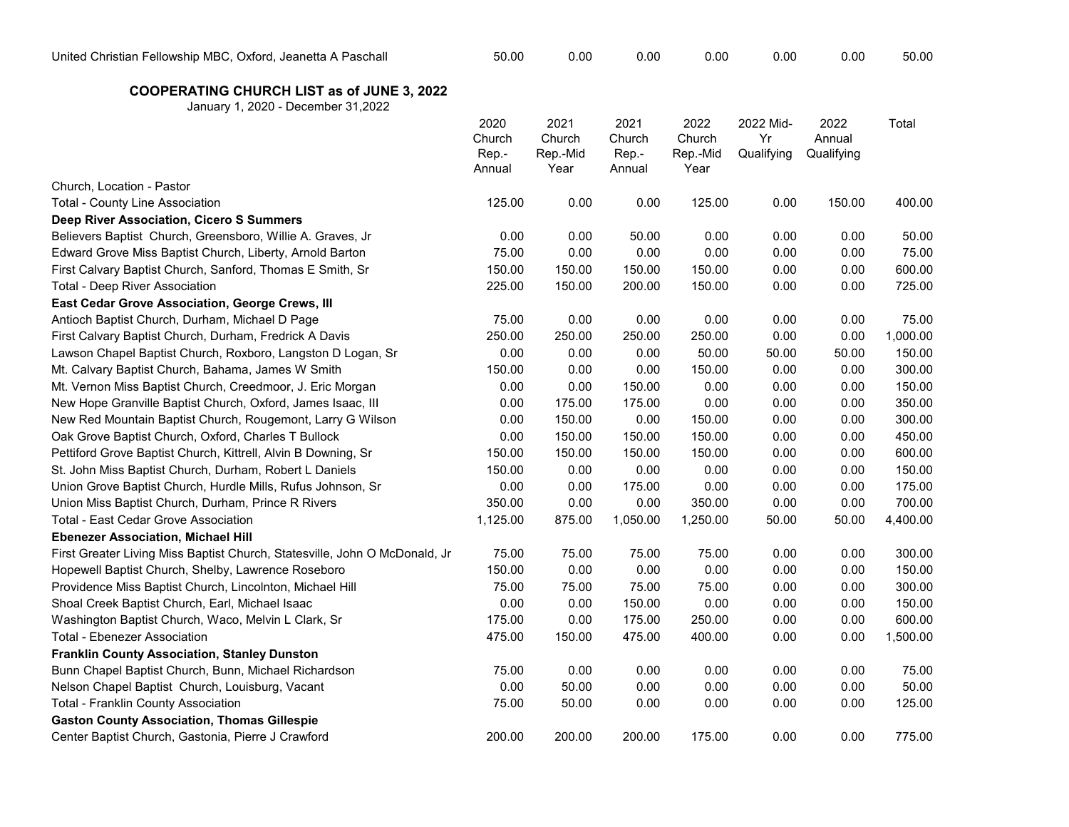| United Christian Fellowship MBC, Oxford, Jeanetta A Paschall | 50.00 | 0.00 | 0.00 | 0.00 | 0.00 | 0.00 | 50.00 |
|---|---|---|---|---|---|---|---|

## COOPERATING CHURCH LIST as of JUNE 3, 2022

January 1, 2020 - December 31,2022

| Church, Location - Pastor | 2020 Church Rep.- Annual | 2021 Church Rep.-Mid Year | 2021 Church Rep.- Annual | 2022 Church Rep.-Mid Year | 2022 Mid-Yr Qualifying | 2022 Annual Qualifying | Total |
|---|---|---|---|---|---|---|---|
| Total - County Line Association | 125.00 | 0.00 | 0.00 | 125.00 | 0.00 | 150.00 | 400.00 |
| **Deep River Association, Cicero S Summers** | | | | | | | |
| Believers Baptist Church, Greensboro, Willie A. Graves, Jr | 0.00 | 0.00 | 50.00 | 0.00 | 0.00 | 0.00 | 50.00 |
| Edward Grove Miss Baptist Church, Liberty, Arnold Barton | 75.00 | 0.00 | 0.00 | 0.00 | 0.00 | 0.00 | 75.00 |
| First Calvary Baptist Church, Sanford, Thomas E Smith, Sr | 150.00 | 150.00 | 150.00 | 150.00 | 0.00 | 0.00 | 600.00 |
| Total - Deep River Association | 225.00 | 150.00 | 200.00 | 150.00 | 0.00 | 0.00 | 725.00 |
| **East Cedar Grove Association, George Crews, III** | | | | | | | |
| Antioch Baptist Church, Durham, Michael D Page | 75.00 | 0.00 | 0.00 | 0.00 | 0.00 | 0.00 | 75.00 |
| First Calvary Baptist Church, Durham, Fredrick A Davis | 250.00 | 250.00 | 250.00 | 250.00 | 0.00 | 0.00 | 1,000.00 |
| Lawson Chapel Baptist Church, Roxboro, Langston D Logan, Sr | 0.00 | 0.00 | 0.00 | 50.00 | 50.00 | 50.00 | 150.00 |
| Mt. Calvary Baptist Church, Bahama, James W Smith | 150.00 | 0.00 | 0.00 | 150.00 | 0.00 | 0.00 | 300.00 |
| Mt. Vernon Miss Baptist Church, Creedmoor, J. Eric Morgan | 0.00 | 0.00 | 150.00 | 0.00 | 0.00 | 0.00 | 150.00 |
| New Hope Granville Baptist Church, Oxford, James Isaac, III | 0.00 | 175.00 | 175.00 | 0.00 | 0.00 | 0.00 | 350.00 |
| New Red Mountain Baptist Church, Rougemont, Larry G Wilson | 0.00 | 150.00 | 0.00 | 150.00 | 0.00 | 0.00 | 300.00 |
| Oak Grove Baptist Church, Oxford, Charles T Bullock | 0.00 | 150.00 | 150.00 | 150.00 | 0.00 | 0.00 | 450.00 |
| Pettiford Grove Baptist Church, Kittrell, Alvin B Downing, Sr | 150.00 | 150.00 | 150.00 | 150.00 | 0.00 | 0.00 | 600.00 |
| St. John Miss Baptist Church, Durham, Robert L Daniels | 150.00 | 0.00 | 0.00 | 0.00 | 0.00 | 0.00 | 150.00 |
| Union Grove Baptist Church, Hurdle Mills, Rufus Johnson, Sr | 0.00 | 0.00 | 175.00 | 0.00 | 0.00 | 0.00 | 175.00 |
| Union Miss Baptist Church, Durham, Prince R Rivers | 350.00 | 0.00 | 0.00 | 350.00 | 0.00 | 0.00 | 700.00 |
| Total - East Cedar Grove Association | 1,125.00 | 875.00 | 1,050.00 | 1,250.00 | 50.00 | 50.00 | 4,400.00 |
| **Ebenezer Association, Michael Hill** | | | | | | | |
| First Greater Living Miss Baptist Church, Statesville, John O McDonald, Jr | 75.00 | 75.00 | 75.00 | 75.00 | 0.00 | 0.00 | 300.00 |
| Hopewell Baptist Church, Shelby, Lawrence Roseboro | 150.00 | 0.00 | 0.00 | 0.00 | 0.00 | 0.00 | 150.00 |
| Providence Miss Baptist Church, Lincolnton, Michael Hill | 75.00 | 75.00 | 75.00 | 75.00 | 0.00 | 0.00 | 300.00 |
| Shoal Creek Baptist Church, Earl, Michael Isaac | 0.00 | 0.00 | 150.00 | 0.00 | 0.00 | 0.00 | 150.00 |
| Washington Baptist Church, Waco, Melvin L Clark, Sr | 175.00 | 0.00 | 175.00 | 250.00 | 0.00 | 0.00 | 600.00 |
| Total - Ebenezer Association | 475.00 | 150.00 | 475.00 | 400.00 | 0.00 | 0.00 | 1,500.00 |
| **Franklin County Association, Stanley Dunston** | | | | | | | |
| Bunn Chapel Baptist Church, Bunn, Michael Richardson | 75.00 | 0.00 | 0.00 | 0.00 | 0.00 | 0.00 | 75.00 |
| Nelson Chapel Baptist Church, Louisburg, Vacant | 0.00 | 50.00 | 0.00 | 0.00 | 0.00 | 0.00 | 50.00 |
| Total - Franklin County Association | 75.00 | 50.00 | 0.00 | 0.00 | 0.00 | 0.00 | 125.00 |
| **Gaston County Association, Thomas Gillespie** | | | | | | | |
| Center Baptist Church, Gastonia, Pierre J Crawford | 200.00 | 200.00 | 200.00 | 175.00 | 0.00 | 0.00 | 775.00 |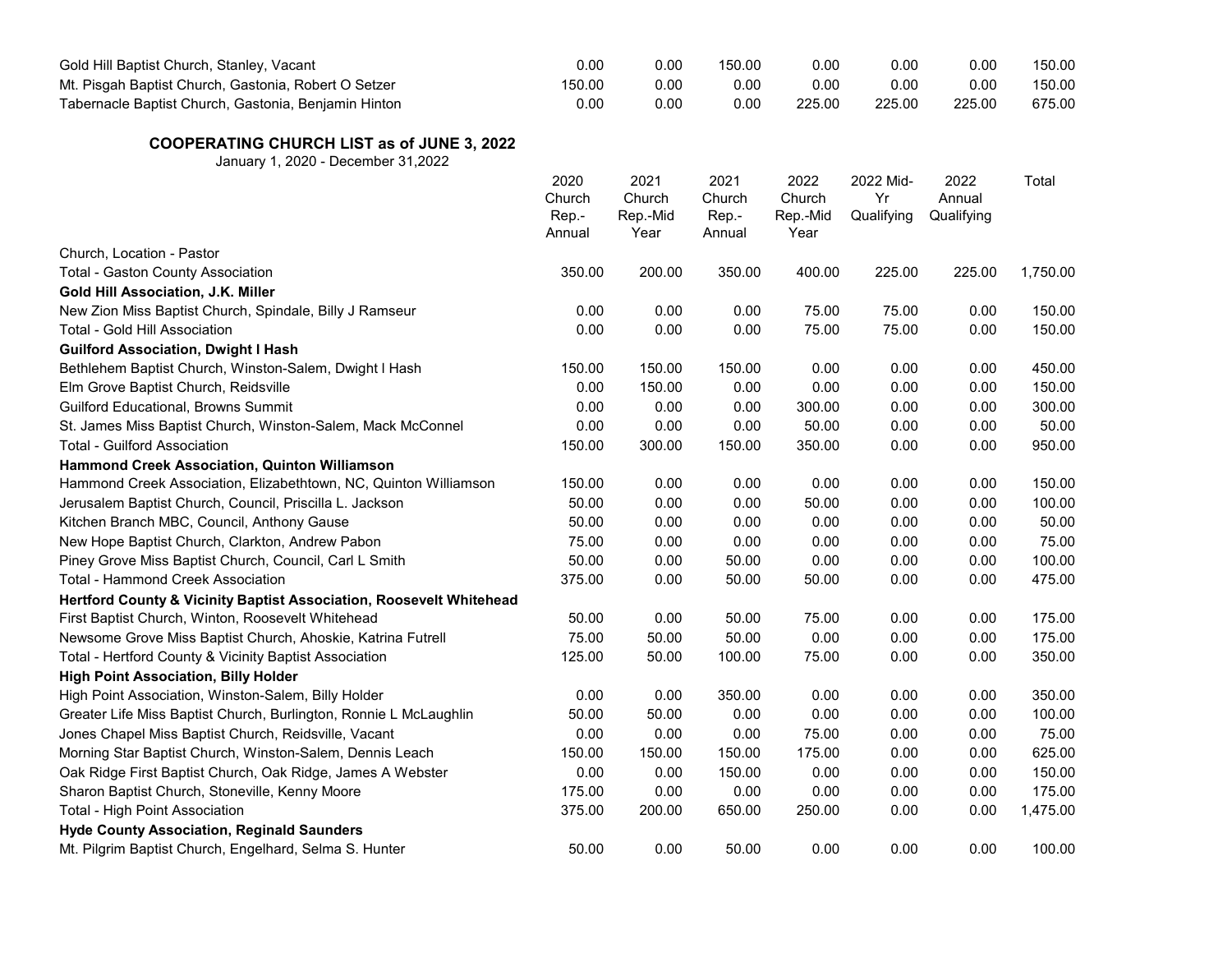| | | | | | | | |
|---|---|---|---|---|---|---|---|
| Gold Hill Baptist Church, Stanley, Vacant | 0.00 | 0.00 | 150.00 | 0.00 | 0.00 | 0.00 | 150.00 |
| Mt. Pisgah Baptist Church, Gastonia, Robert O Setzer | 150.00 | 0.00 | 0.00 | 0.00 | 0.00 | 0.00 | 150.00 |
| Tabernacle Baptist Church, Gastonia, Benjamin Hinton | 0.00 | 0.00 | 0.00 | 225.00 | 225.00 | 225.00 | 675.00 |

## COOPERATING CHURCH LIST as of JUNE 3, 2022

January 1, 2020 - December 31,2022

| Church, Location - Pastor | 2020 Church Rep.- Annual | 2021 Church Rep.-Mid Year | 2021 Church Rep.- Annual | 2022 Church Rep.-Mid Year | 2022 Mid-Yr Qualifying | 2022 Annual Qualifying | Total |
|---|---|---|---|---|---|---|---|
| Total - Gaston County Association | 350.00 | 200.00 | 350.00 | 400.00 | 225.00 | 225.00 | 1,750.00 |
| **Gold Hill Association, J.K. Miller** | | | | | | | |
| New Zion Miss Baptist Church, Spindale, Billy J Ramseur | 0.00 | 0.00 | 0.00 | 75.00 | 75.00 | 0.00 | 150.00 |
| Total - Gold Hill Association | 0.00 | 0.00 | 0.00 | 75.00 | 75.00 | 0.00 | 150.00 |
| **Guilford Association, Dwight I Hash** | | | | | | | |
| Bethlehem Baptist Church, Winston-Salem, Dwight I Hash | 150.00 | 150.00 | 150.00 | 0.00 | 0.00 | 0.00 | 450.00 |
| Elm Grove Baptist Church, Reidsville | 0.00 | 150.00 | 0.00 | 0.00 | 0.00 | 0.00 | 150.00 |
| Guilford Educational, Browns Summit | 0.00 | 0.00 | 0.00 | 300.00 | 0.00 | 0.00 | 300.00 |
| St. James Miss Baptist Church, Winston-Salem, Mack McConnel | 0.00 | 0.00 | 0.00 | 50.00 | 0.00 | 0.00 | 50.00 |
| Total - Guilford Association | 150.00 | 300.00 | 150.00 | 350.00 | 0.00 | 0.00 | 950.00 |
| **Hammond Creek Association, Quinton Williamson** | | | | | | | |
| Hammond Creek Association, Elizabethtown, NC, Quinton Williamson | 150.00 | 0.00 | 0.00 | 0.00 | 0.00 | 0.00 | 150.00 |
| Jerusalem Baptist Church, Council, Priscilla L. Jackson | 50.00 | 0.00 | 0.00 | 50.00 | 0.00 | 0.00 | 100.00 |
| Kitchen Branch MBC, Council, Anthony Gause | 50.00 | 0.00 | 0.00 | 0.00 | 0.00 | 0.00 | 50.00 |
| New Hope Baptist Church, Clarkton, Andrew Pabon | 75.00 | 0.00 | 0.00 | 0.00 | 0.00 | 0.00 | 75.00 |
| Piney Grove Miss Baptist Church, Council, Carl L Smith | 50.00 | 0.00 | 50.00 | 0.00 | 0.00 | 0.00 | 100.00 |
| Total - Hammond Creek Association | 375.00 | 0.00 | 50.00 | 50.00 | 0.00 | 0.00 | 475.00 |
| **Hertford County & Vicinity Baptist Association, Roosevelt Whitehead** | | | | | | | |
| First Baptist Church, Winton, Roosevelt Whitehead | 50.00 | 0.00 | 50.00 | 75.00 | 0.00 | 0.00 | 175.00 |
| Newsome Grove Miss Baptist Church, Ahoskie, Katrina Futrell | 75.00 | 50.00 | 50.00 | 0.00 | 0.00 | 0.00 | 175.00 |
| Total - Hertford County & Vicinity Baptist Association | 125.00 | 50.00 | 100.00 | 75.00 | 0.00 | 0.00 | 350.00 |
| **High Point Association, Billy Holder** | | | | | | | |
| High Point Association, Winston-Salem, Billy Holder | 0.00 | 0.00 | 350.00 | 0.00 | 0.00 | 0.00 | 350.00 |
| Greater Life Miss Baptist Church, Burlington, Ronnie L McLaughlin | 50.00 | 50.00 | 0.00 | 0.00 | 0.00 | 0.00 | 100.00 |
| Jones Chapel Miss Baptist Church, Reidsville, Vacant | 0.00 | 0.00 | 0.00 | 75.00 | 0.00 | 0.00 | 75.00 |
| Morning Star Baptist Church, Winston-Salem, Dennis Leach | 150.00 | 150.00 | 150.00 | 175.00 | 0.00 | 0.00 | 625.00 |
| Oak Ridge First Baptist Church, Oak Ridge, James A Webster | 0.00 | 0.00 | 150.00 | 0.00 | 0.00 | 0.00 | 150.00 |
| Sharon Baptist Church, Stoneville, Kenny Moore | 175.00 | 0.00 | 0.00 | 0.00 | 0.00 | 0.00 | 175.00 |
| Total - High Point Association | 375.00 | 200.00 | 650.00 | 250.00 | 0.00 | 0.00 | 1,475.00 |
| **Hyde County Association, Reginald Saunders** | | | | | | | |
| Mt. Pilgrim Baptist Church, Engelhard, Selma S. Hunter | 50.00 | 0.00 | 50.00 | 0.00 | 0.00 | 0.00 | 100.00 |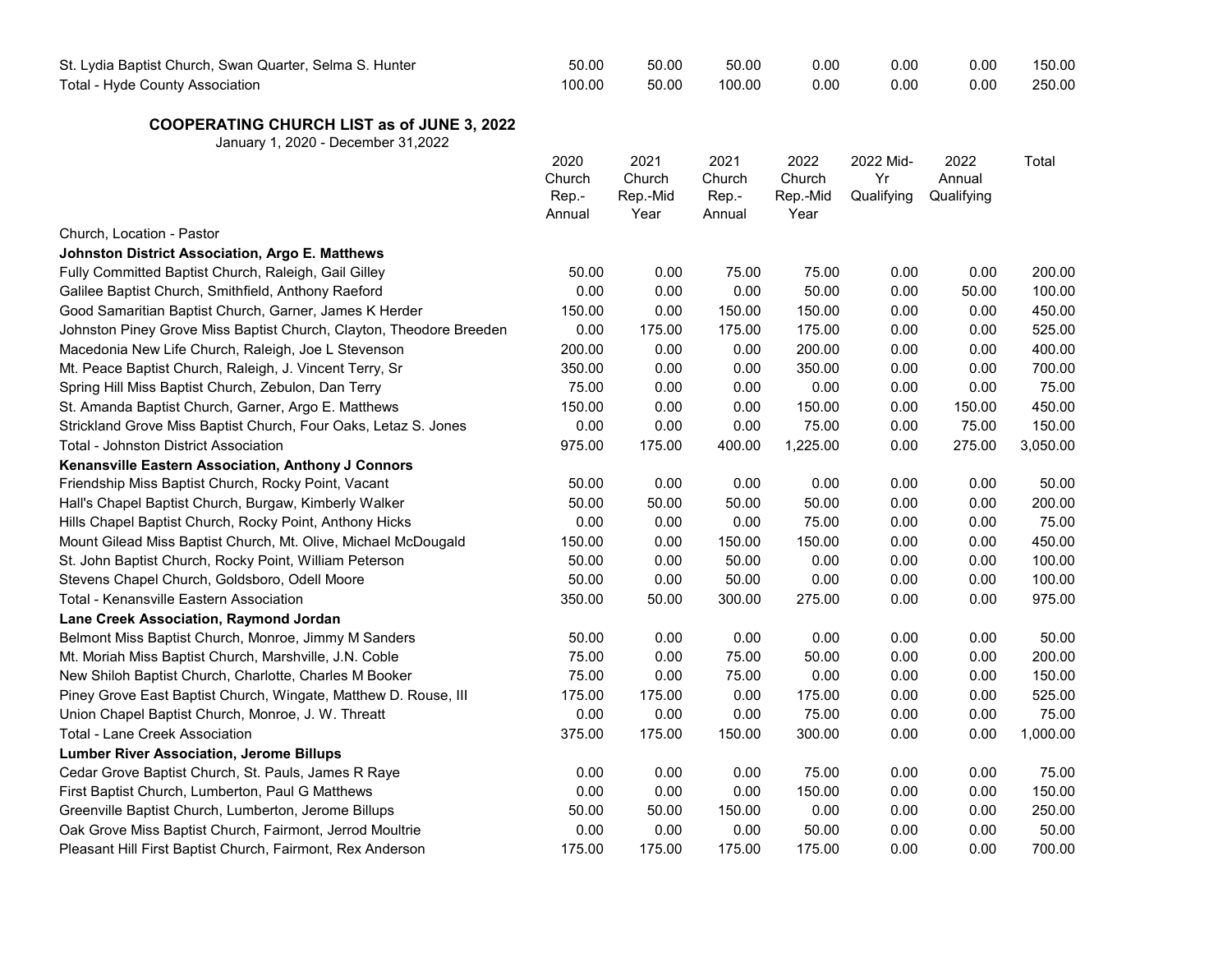| | | | | | | | |
|---|---|---|---|---|---|---|---|
| St. Lydia Baptist Church, Swan Quarter, Selma S. Hunter | 50.00 | 50.00 | 50.00 | 0.00 | 0.00 | 0.00 | 150.00 |
| Total - Hyde County Association | 100.00 | 50.00 | 100.00 | 0.00 | 0.00 | 0.00 | 250.00 |

## COOPERATING CHURCH LIST as of JUNE 3, 2022

January 1, 2020 - December 31,2022

| Church, Location - Pastor | 2020 Church Rep.- Annual | 2021 Church Rep.-Mid Year | 2021 Church Rep.- Annual | 2022 Church Rep.-Mid Year | 2022 Mid-Yr Qualifying | 2022 Annual Qualifying | Total |
|---|---|---|---|---|---|---|---|
| **Johnston District Association, Argo E. Matthews** | | | | | | | |
| Fully Committed Baptist Church, Raleigh, Gail Gilley | 50.00 | 0.00 | 75.00 | 75.00 | 0.00 | 0.00 | 200.00 |
| Galilee Baptist Church, Smithfield, Anthony Raeford | 0.00 | 0.00 | 0.00 | 50.00 | 0.00 | 50.00 | 100.00 |
| Good Samaritian Baptist Church, Garner, James K Herder | 150.00 | 0.00 | 150.00 | 150.00 | 0.00 | 0.00 | 450.00 |
| Johnston Piney Grove Miss Baptist Church, Clayton, Theodore Breeden | 0.00 | 175.00 | 175.00 | 175.00 | 0.00 | 0.00 | 525.00 |
| Macedonia New Life Church, Raleigh, Joe L Stevenson | 200.00 | 0.00 | 0.00 | 200.00 | 0.00 | 0.00 | 400.00 |
| Mt. Peace Baptist Church, Raleigh, J. Vincent Terry, Sr | 350.00 | 0.00 | 0.00 | 350.00 | 0.00 | 0.00 | 700.00 |
| Spring Hill Miss Baptist Church, Zebulon, Dan Terry | 75.00 | 0.00 | 0.00 | 0.00 | 0.00 | 0.00 | 75.00 |
| St. Amanda Baptist Church, Garner, Argo E. Matthews | 150.00 | 0.00 | 0.00 | 150.00 | 0.00 | 150.00 | 450.00 |
| Strickland Grove Miss Baptist Church, Four Oaks, Letaz S. Jones | 0.00 | 0.00 | 0.00 | 75.00 | 0.00 | 75.00 | 150.00 |
| Total - Johnston District Association | 975.00 | 175.00 | 400.00 | 1,225.00 | 0.00 | 275.00 | 3,050.00 |
| **Kenansville Eastern Association, Anthony J Connors** | | | | | | | |
| Friendship Miss Baptist Church, Rocky Point, Vacant | 50.00 | 0.00 | 0.00 | 0.00 | 0.00 | 0.00 | 50.00 |
| Hall's Chapel Baptist Church, Burgaw, Kimberly Walker | 50.00 | 50.00 | 50.00 | 50.00 | 0.00 | 0.00 | 200.00 |
| Hills Chapel Baptist Church, Rocky Point, Anthony Hicks | 0.00 | 0.00 | 0.00 | 75.00 | 0.00 | 0.00 | 75.00 |
| Mount Gilead Miss Baptist Church, Mt. Olive, Michael McDougald | 150.00 | 0.00 | 150.00 | 150.00 | 0.00 | 0.00 | 450.00 |
| St. John Baptist Church, Rocky Point, William Peterson | 50.00 | 0.00 | 50.00 | 0.00 | 0.00 | 0.00 | 100.00 |
| Stevens Chapel Church, Goldsboro, Odell Moore | 50.00 | 0.00 | 50.00 | 0.00 | 0.00 | 0.00 | 100.00 |
| Total - Kenansville Eastern Association | 350.00 | 50.00 | 300.00 | 275.00 | 0.00 | 0.00 | 975.00 |
| **Lane Creek Association, Raymond Jordan** | | | | | | | |
| Belmont Miss Baptist Church, Monroe, Jimmy M Sanders | 50.00 | 0.00 | 0.00 | 0.00 | 0.00 | 0.00 | 50.00 |
| Mt. Moriah Miss Baptist Church, Marshville, J.N. Coble | 75.00 | 0.00 | 75.00 | 50.00 | 0.00 | 0.00 | 200.00 |
| New Shiloh Baptist Church, Charlotte, Charles M Booker | 75.00 | 0.00 | 75.00 | 0.00 | 0.00 | 0.00 | 150.00 |
| Piney Grove East Baptist Church, Wingate, Matthew D. Rouse, III | 175.00 | 175.00 | 0.00 | 175.00 | 0.00 | 0.00 | 525.00 |
| Union Chapel Baptist Church, Monroe, J. W. Threatt | 0.00 | 0.00 | 0.00 | 75.00 | 0.00 | 0.00 | 75.00 |
| Total - Lane Creek Association | 375.00 | 175.00 | 150.00 | 300.00 | 0.00 | 0.00 | 1,000.00 |
| **Lumber River Association, Jerome Billups** | | | | | | | |
| Cedar Grove Baptist Church, St. Pauls, James R Raye | 0.00 | 0.00 | 0.00 | 75.00 | 0.00 | 0.00 | 75.00 |
| First Baptist Church, Lumberton, Paul G Matthews | 0.00 | 0.00 | 0.00 | 150.00 | 0.00 | 0.00 | 150.00 |
| Greenville Baptist Church, Lumberton, Jerome Billups | 50.00 | 50.00 | 150.00 | 0.00 | 0.00 | 0.00 | 250.00 |
| Oak Grove Miss Baptist Church, Fairmont, Jerrod Moultrie | 0.00 | 0.00 | 0.00 | 50.00 | 0.00 | 0.00 | 50.00 |
| Pleasant Hill First Baptist Church, Fairmont, Rex Anderson | 175.00 | 175.00 | 175.00 | 175.00 | 0.00 | 0.00 | 700.00 |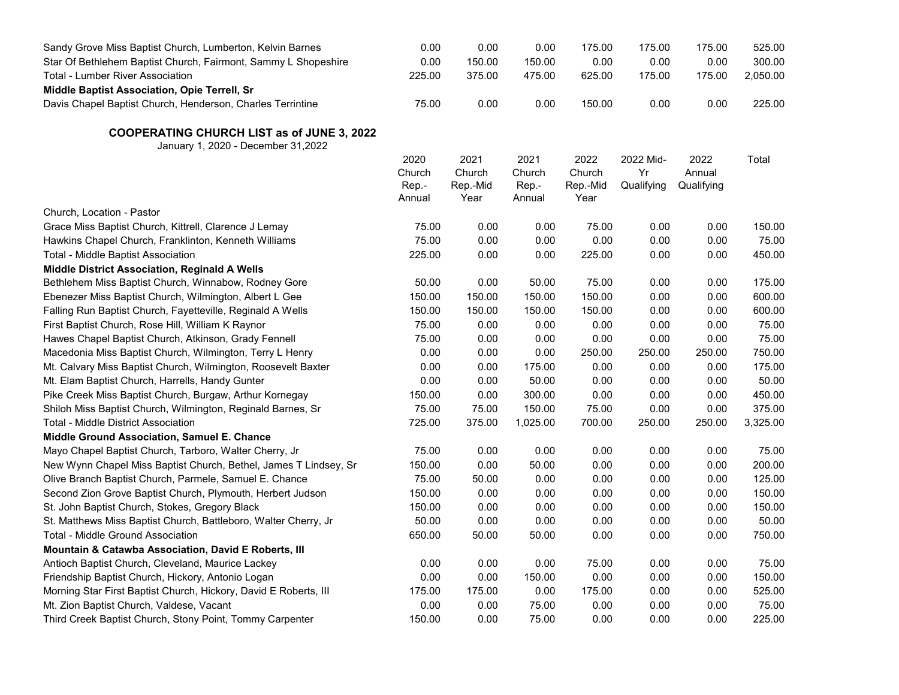| | | | | | | | |
|---|---|---|---|---|---|---|---|
| Sandy Grove Miss Baptist Church, Lumberton, Kelvin Barnes | 0.00 | 0.00 | 0.00 | 175.00 | 175.00 | 175.00 | 525.00 |
| Star Of Bethlehem Baptist Church, Fairmont, Sammy L Shopeshire | 0.00 | 150.00 | 150.00 | 0.00 | 0.00 | 0.00 | 300.00 |
| Total - Lumber River Association | 225.00 | 375.00 | 475.00 | 625.00 | 175.00 | 175.00 | 2,050.00 |
| **Middle Baptist Association, Opie Terrell, Sr** | | | | | | | |
| Davis Chapel Baptist Church, Henderson, Charles Terrintine | 75.00 | 0.00 | 0.00 | 150.00 | 0.00 | 0.00 | 225.00 |

## COOPERATING CHURCH LIST as of JUNE 3, 2022

January 1, 2020 - December 31,2022

| Church, Location - Pastor | 2020 Church Rep.- Annual | 2021 Church Rep.-Mid Year | 2021 Church Rep.- Annual | 2022 Church Rep.-Mid Year | 2022 Mid-Yr Qualifying | 2022 Annual Qualifying | Total |
|---|---|---|---|---|---|---|---|
| Grace Miss Baptist Church, Kittrell, Clarence J Lemay | 75.00 | 0.00 | 0.00 | 75.00 | 0.00 | 0.00 | 150.00 |
| Hawkins Chapel Church, Franklinton, Kenneth Williams | 75.00 | 0.00 | 0.00 | 0.00 | 0.00 | 0.00 | 75.00 |
| Total - Middle Baptist Association | 225.00 | 0.00 | 0.00 | 225.00 | 0.00 | 0.00 | 450.00 |
| **Middle District Association, Reginald A Wells** | | | | | | | |
| Bethlehem Miss Baptist Church, Winnabow, Rodney Gore | 50.00 | 0.00 | 50.00 | 75.00 | 0.00 | 0.00 | 175.00 |
| Ebenezer Miss Baptist Church, Wilmington, Albert L Gee | 150.00 | 150.00 | 150.00 | 150.00 | 0.00 | 0.00 | 600.00 |
| Falling Run Baptist Church, Fayetteville, Reginald A Wells | 150.00 | 150.00 | 150.00 | 150.00 | 0.00 | 0.00 | 600.00 |
| First Baptist Church, Rose Hill, William K Raynor | 75.00 | 0.00 | 0.00 | 0.00 | 0.00 | 0.00 | 75.00 |
| Hawes Chapel Baptist Church, Atkinson, Grady Fennell | 75.00 | 0.00 | 0.00 | 0.00 | 0.00 | 0.00 | 75.00 |
| Macedonia Miss Baptist Church, Wilmington, Terry L Henry | 0.00 | 0.00 | 0.00 | 250.00 | 250.00 | 250.00 | 750.00 |
| Mt. Calvary Miss Baptist Church, Wilmington, Roosevelt Baxter | 0.00 | 0.00 | 175.00 | 0.00 | 0.00 | 0.00 | 175.00 |
| Mt. Elam Baptist Church, Harrells, Handy Gunter | 0.00 | 0.00 | 50.00 | 0.00 | 0.00 | 0.00 | 50.00 |
| Pike Creek Miss Baptist Church, Burgaw, Arthur Kornegay | 150.00 | 0.00 | 300.00 | 0.00 | 0.00 | 0.00 | 450.00 |
| Shiloh Miss Baptist Church, Wilmington, Reginald Barnes, Sr | 75.00 | 75.00 | 150.00 | 75.00 | 0.00 | 0.00 | 375.00 |
| Total - Middle District Association | 725.00 | 375.00 | 1,025.00 | 700.00 | 250.00 | 250.00 | 3,325.00 |
| **Middle Ground Association, Samuel E. Chance** | | | | | | | |
| Mayo Chapel Baptist Church, Tarboro, Walter Cherry, Jr | 75.00 | 0.00 | 0.00 | 0.00 | 0.00 | 0.00 | 75.00 |
| New Wynn Chapel Miss Baptist Church, Bethel, James T Lindsey, Sr | 150.00 | 0.00 | 50.00 | 0.00 | 0.00 | 0.00 | 200.00 |
| Olive Branch Baptist Church, Parmele, Samuel E. Chance | 75.00 | 50.00 | 0.00 | 0.00 | 0.00 | 0.00 | 125.00 |
| Second Zion Grove Baptist Church, Plymouth, Herbert Judson | 150.00 | 0.00 | 0.00 | 0.00 | 0.00 | 0.00 | 150.00 |
| St. John Baptist Church, Stokes, Gregory Black | 150.00 | 0.00 | 0.00 | 0.00 | 0.00 | 0.00 | 150.00 |
| St. Matthews Miss Baptist Church, Battleboro, Walter Cherry, Jr | 50.00 | 0.00 | 0.00 | 0.00 | 0.00 | 0.00 | 50.00 |
| Total - Middle Ground Association | 650.00 | 50.00 | 50.00 | 0.00 | 0.00 | 0.00 | 750.00 |
| **Mountain & Catawba Association, David E Roberts, III** | | | | | | | |
| Antioch Baptist Church, Cleveland, Maurice Lackey | 0.00 | 0.00 | 0.00 | 75.00 | 0.00 | 0.00 | 75.00 |
| Friendship Baptist Church, Hickory, Antonio Logan | 0.00 | 0.00 | 150.00 | 0.00 | 0.00 | 0.00 | 150.00 |
| Morning Star First Baptist Church, Hickory, David E Roberts, III | 175.00 | 175.00 | 0.00 | 175.00 | 0.00 | 0.00 | 525.00 |
| Mt. Zion Baptist Church, Valdese, Vacant | 0.00 | 0.00 | 75.00 | 0.00 | 0.00 | 0.00 | 75.00 |
| Third Creek Baptist Church, Stony Point, Tommy Carpenter | 150.00 | 0.00 | 75.00 | 0.00 | 0.00 | 0.00 | 225.00 |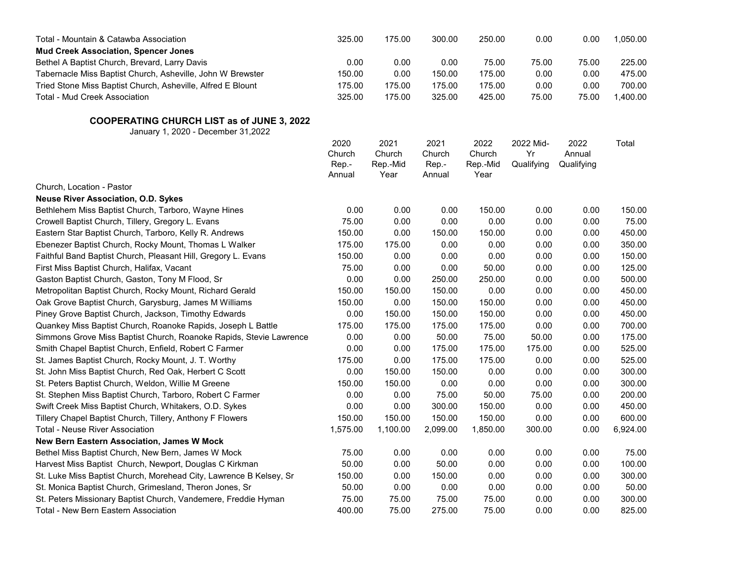| | | | | | | | |
|---|---|---|---|---|---|---|---|
| Total - Mountain & Catawba Association | 325.00 | 175.00 | 300.00 | 250.00 | 0.00 | 0.00 | 1,050.00 |
| **Mud Creek Association, Spencer Jones** | | | | | | | |
| Bethel A Baptist Church, Brevard, Larry Davis | 0.00 | 0.00 | 0.00 | 75.00 | 75.00 | 75.00 | 225.00 |
| Tabernacle Miss Baptist Church, Asheville, John W Brewster | 150.00 | 0.00 | 150.00 | 175.00 | 0.00 | 0.00 | 475.00 |
| Tried Stone Miss Baptist Church, Asheville, Alfred E Blount | 175.00 | 175.00 | 175.00 | 175.00 | 0.00 | 0.00 | 700.00 |
| Total - Mud Creek Association | 325.00 | 175.00 | 325.00 | 425.00 | 75.00 | 75.00 | 1,400.00 |

## COOPERATING CHURCH LIST as of JUNE 3, 2022

January 1, 2020 - December 31,2022

| Church, Location - Pastor | 2020 Church Rep.- Annual | 2021 Church Rep.-Mid Year | 2021 Church Rep.- Annual | 2022 Church Rep.-Mid Year | 2022 Mid-Yr Qualifying | 2022 Annual Qualifying | Total |
|---|---|---|---|---|---|---|---|
| **Neuse River Association, O.D. Sykes** | | | | | | | |
| Bethlehem Miss Baptist Church, Tarboro, Wayne Hines | 0.00 | 0.00 | 0.00 | 150.00 | 0.00 | 0.00 | 150.00 |
| Crowell Baptist Church, Tillery, Gregory L. Evans | 75.00 | 0.00 | 0.00 | 0.00 | 0.00 | 0.00 | 75.00 |
| Eastern Star Baptist Church, Tarboro, Kelly R. Andrews | 150.00 | 0.00 | 150.00 | 150.00 | 0.00 | 0.00 | 450.00 |
| Ebenezer Baptist Church, Rocky Mount, Thomas L Walker | 175.00 | 175.00 | 0.00 | 0.00 | 0.00 | 0.00 | 350.00 |
| Faithful Band Baptist Church, Pleasant Hill, Gregory L. Evans | 150.00 | 0.00 | 0.00 | 0.00 | 0.00 | 0.00 | 150.00 |
| First Miss Baptist Church, Halifax, Vacant | 75.00 | 0.00 | 0.00 | 50.00 | 0.00 | 0.00 | 125.00 |
| Gaston Baptist Church, Gaston, Tony M Flood, Sr | 0.00 | 0.00 | 250.00 | 250.00 | 0.00 | 0.00 | 500.00 |
| Metropolitan Baptist Church, Rocky Mount, Richard Gerald | 150.00 | 150.00 | 150.00 | 0.00 | 0.00 | 0.00 | 450.00 |
| Oak Grove Baptist Church, Garysburg, James M Williams | 150.00 | 0.00 | 150.00 | 150.00 | 0.00 | 0.00 | 450.00 |
| Piney Grove Baptist Church, Jackson, Timothy Edwards | 0.00 | 150.00 | 150.00 | 150.00 | 0.00 | 0.00 | 450.00 |
| Quankey Miss Baptist Church, Roanoke Rapids, Joseph L Battle | 175.00 | 175.00 | 175.00 | 175.00 | 0.00 | 0.00 | 700.00 |
| Simmons Grove Miss Baptist Church, Roanoke Rapids, Stevie Lawrence | 0.00 | 0.00 | 50.00 | 75.00 | 50.00 | 0.00 | 175.00 |
| Smith Chapel Baptist Church, Enfield, Robert C Farmer | 0.00 | 0.00 | 175.00 | 175.00 | 175.00 | 0.00 | 525.00 |
| St. James Baptist Church, Rocky Mount, J. T. Worthy | 175.00 | 0.00 | 175.00 | 175.00 | 0.00 | 0.00 | 525.00 |
| St. John Miss Baptist Church, Red Oak, Herbert C Scott | 0.00 | 150.00 | 150.00 | 0.00 | 0.00 | 0.00 | 300.00 |
| St. Peters Baptist Church, Weldon, Willie M Greene | 150.00 | 150.00 | 0.00 | 0.00 | 0.00 | 0.00 | 300.00 |
| St. Stephen Miss Baptist Church, Tarboro, Robert C Farmer | 0.00 | 0.00 | 75.00 | 50.00 | 75.00 | 0.00 | 200.00 |
| Swift Creek Miss Baptist Church, Whitakers, O.D. Sykes | 0.00 | 0.00 | 300.00 | 150.00 | 0.00 | 0.00 | 450.00 |
| Tillery Chapel Baptist Church, Tillery, Anthony F Flowers | 150.00 | 150.00 | 150.00 | 150.00 | 0.00 | 0.00 | 600.00 |
| Total - Neuse River Association | 1,575.00 | 1,100.00 | 2,099.00 | 1,850.00 | 300.00 | 0.00 | 6,924.00 |
| **New Bern Eastern Association, James W Mock** | | | | | | | |
| Bethel Miss Baptist Church, New Bern, James W Mock | 75.00 | 0.00 | 0.00 | 0.00 | 0.00 | 0.00 | 75.00 |
| Harvest Miss Baptist Church, Newport, Douglas C Kirkman | 50.00 | 0.00 | 50.00 | 0.00 | 0.00 | 0.00 | 100.00 |
| St. Luke Miss Baptist Church, Morehead City, Lawrence B Kelsey, Sr | 150.00 | 0.00 | 150.00 | 0.00 | 0.00 | 0.00 | 300.00 |
| St. Monica Baptist Church, Grimesland, Theron Jones, Sr | 50.00 | 0.00 | 0.00 | 0.00 | 0.00 | 0.00 | 50.00 |
| St. Peters Missionary Baptist Church, Vandemere, Freddie Hyman | 75.00 | 75.00 | 75.00 | 75.00 | 0.00 | 0.00 | 300.00 |
| Total - New Bern Eastern Association | 400.00 | 75.00 | 275.00 | 75.00 | 0.00 | 0.00 | 825.00 |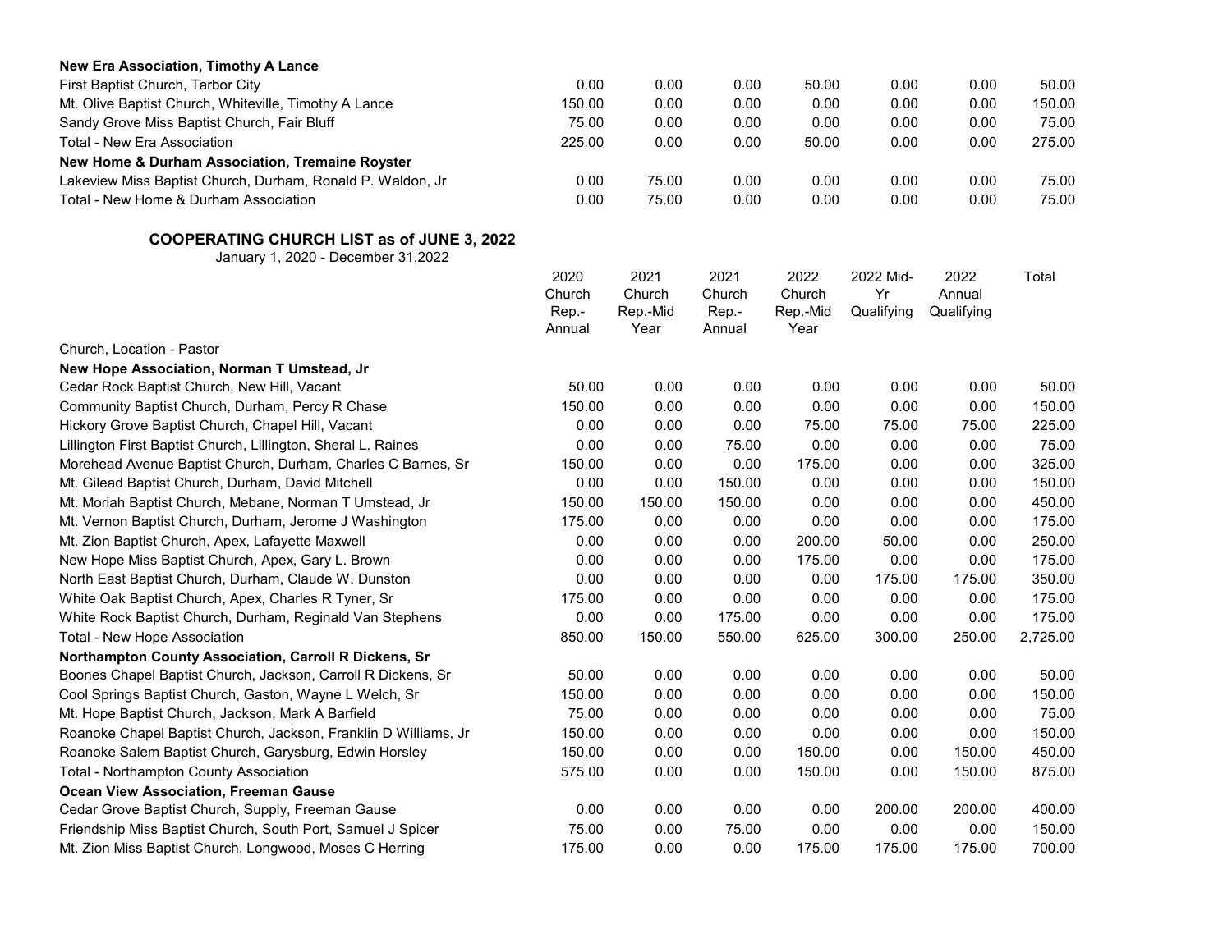| | | | | | | | |
|---|---|---|---|---|---|---|---|
| **New Era Association, Timothy A Lance** | | | | | | | |
| First Baptist Church, Tarbor City | 0.00 | 0.00 | 0.00 | 50.00 | 0.00 | 0.00 | 50.00 |
| Mt. Olive Baptist Church, Whiteville, Timothy A Lance | 150.00 | 0.00 | 0.00 | 0.00 | 0.00 | 0.00 | 150.00 |
| Sandy Grove Miss Baptist Church, Fair Bluff | 75.00 | 0.00 | 0.00 | 0.00 | 0.00 | 0.00 | 75.00 |
| Total - New Era Association | 225.00 | 0.00 | 0.00 | 50.00 | 0.00 | 0.00 | 275.00 |
| **New Home & Durham Association, Tremaine Royster** | | | | | | | |
| Lakeview Miss Baptist Church, Durham, Ronald P. Waldon, Jr | 0.00 | 75.00 | 0.00 | 0.00 | 0.00 | 0.00 | 75.00 |
| Total - New Home & Durham Association | 0.00 | 75.00 | 0.00 | 0.00 | 0.00 | 0.00 | 75.00 |

**COOPERATING CHURCH LIST as of JUNE 3, 2022**

January 1, 2020 - December 31,2022

| Church, Location - Pastor | 2020 Church Rep.- Annual | 2021 Church Rep.-Mid Year | 2021 Church Rep.- Annual | 2022 Church Rep.-Mid Year | 2022 Mid-Yr Qualifying | 2022 Annual Qualifying | Total |
|---|---|---|---|---|---|---|---|
| **New Hope Association, Norman T Umstead, Jr** | | | | | | | |
| Cedar Rock Baptist Church, New Hill, Vacant | 50.00 | 0.00 | 0.00 | 0.00 | 0.00 | 0.00 | 50.00 |
| Community Baptist Church, Durham, Percy R Chase | 150.00 | 0.00 | 0.00 | 0.00 | 0.00 | 0.00 | 150.00 |
| Hickory Grove Baptist Church, Chapel Hill, Vacant | 0.00 | 0.00 | 0.00 | 75.00 | 75.00 | 75.00 | 225.00 |
| Lillington First Baptist Church, Lillington, Sheral L. Raines | 0.00 | 0.00 | 75.00 | 0.00 | 0.00 | 0.00 | 75.00 |
| Morehead Avenue Baptist Church, Durham, Charles C Barnes, Sr | 150.00 | 0.00 | 0.00 | 175.00 | 0.00 | 0.00 | 325.00 |
| Mt. Gilead Baptist Church, Durham, David Mitchell | 0.00 | 0.00 | 150.00 | 0.00 | 0.00 | 0.00 | 150.00 |
| Mt. Moriah Baptist Church, Mebane, Norman T Umstead, Jr | 150.00 | 150.00 | 150.00 | 0.00 | 0.00 | 0.00 | 450.00 |
| Mt. Vernon Baptist Church, Durham, Jerome J Washington | 175.00 | 0.00 | 0.00 | 0.00 | 0.00 | 0.00 | 175.00 |
| Mt. Zion Baptist Church, Apex, Lafayette Maxwell | 0.00 | 0.00 | 0.00 | 200.00 | 50.00 | 0.00 | 250.00 |
| New Hope Miss Baptist Church, Apex, Gary L. Brown | 0.00 | 0.00 | 0.00 | 175.00 | 0.00 | 0.00 | 175.00 |
| North East Baptist Church, Durham, Claude W. Dunston | 0.00 | 0.00 | 0.00 | 0.00 | 175.00 | 175.00 | 350.00 |
| White Oak Baptist Church, Apex, Charles R Tyner, Sr | 175.00 | 0.00 | 0.00 | 0.00 | 0.00 | 0.00 | 175.00 |
| White Rock Baptist Church, Durham, Reginald Van Stephens | 0.00 | 0.00 | 175.00 | 0.00 | 0.00 | 0.00 | 175.00 |
| Total - New Hope Association | 850.00 | 150.00 | 550.00 | 625.00 | 300.00 | 250.00 | 2,725.00 |
| **Northampton County Association, Carroll R Dickens, Sr** | | | | | | | |
| Boones Chapel Baptist Church, Jackson, Carroll R Dickens, Sr | 50.00 | 0.00 | 0.00 | 0.00 | 0.00 | 0.00 | 50.00 |
| Cool Springs Baptist Church, Gaston, Wayne L Welch, Sr | 150.00 | 0.00 | 0.00 | 0.00 | 0.00 | 0.00 | 150.00 |
| Mt. Hope Baptist Church, Jackson, Mark A Barfield | 75.00 | 0.00 | 0.00 | 0.00 | 0.00 | 0.00 | 75.00 |
| Roanoke Chapel Baptist Church, Jackson, Franklin D Williams, Jr | 150.00 | 0.00 | 0.00 | 0.00 | 0.00 | 0.00 | 150.00 |
| Roanoke Salem Baptist Church, Garysburg, Edwin Horsley | 150.00 | 0.00 | 0.00 | 150.00 | 0.00 | 150.00 | 450.00 |
| Total - Northampton County Association | 575.00 | 0.00 | 0.00 | 150.00 | 0.00 | 150.00 | 875.00 |
| **Ocean View Association, Freeman Gause** | | | | | | | |
| Cedar Grove Baptist Church, Supply, Freeman Gause | 0.00 | 0.00 | 0.00 | 0.00 | 200.00 | 200.00 | 400.00 |
| Friendship Miss Baptist Church, South Port, Samuel J Spicer | 75.00 | 0.00 | 75.00 | 0.00 | 0.00 | 0.00 | 150.00 |
| Mt. Zion Miss Baptist Church, Longwood, Moses C Herring | 175.00 | 0.00 | 0.00 | 175.00 | 175.00 | 175.00 | 700.00 |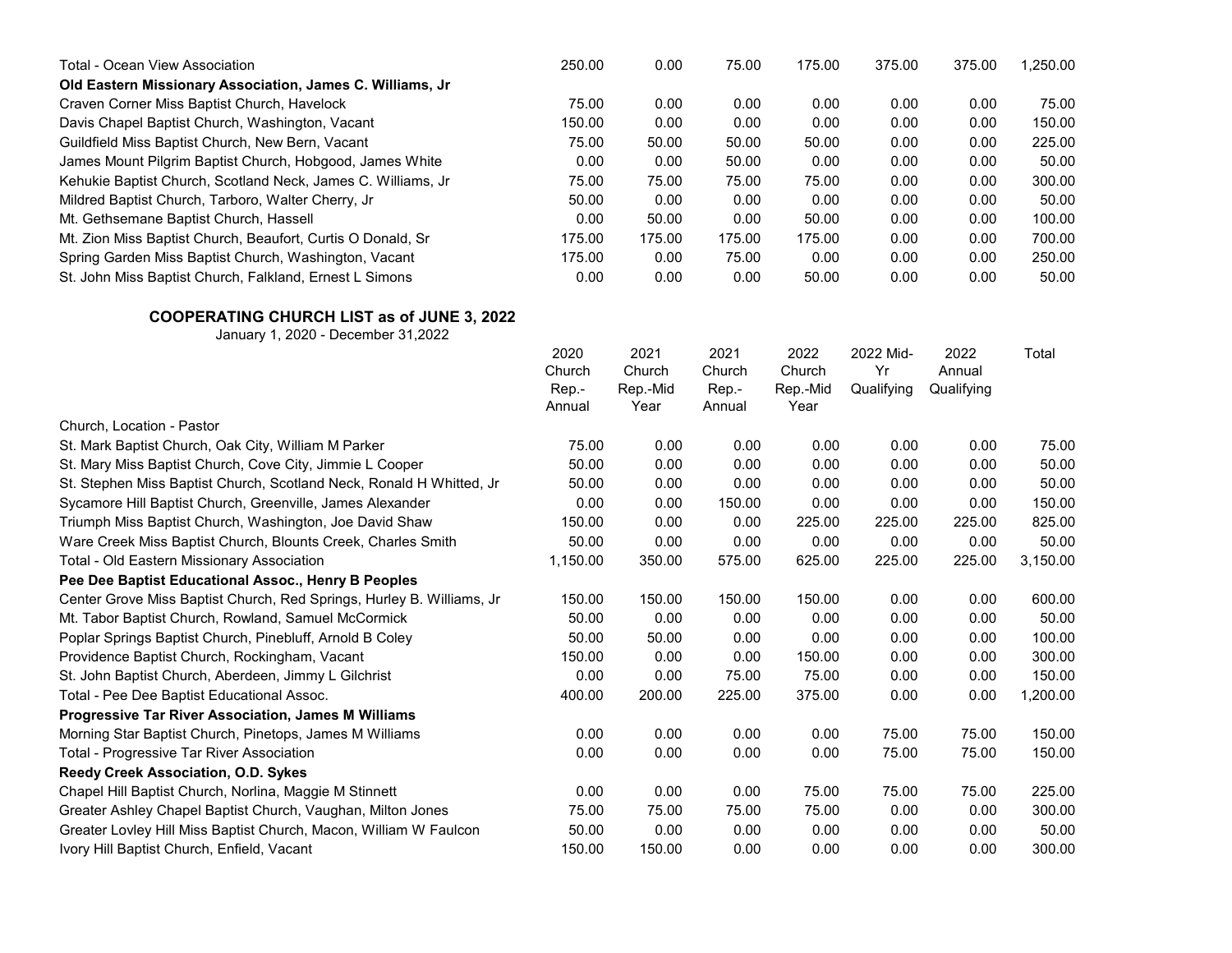| | | | | | | | |
|---|---|---|---|---|---|---|---|
| Total - Ocean View Association | 250.00 | 0.00 | 75.00 | 175.00 | 375.00 | 375.00 | 1,250.00 |
| **Old Eastern Missionary Association, James C. Williams, Jr** | | | | | | | |
| Craven Corner Miss Baptist Church, Havelock | 75.00 | 0.00 | 0.00 | 0.00 | 0.00 | 0.00 | 75.00 |
| Davis Chapel Baptist Church, Washington, Vacant | 150.00 | 0.00 | 0.00 | 0.00 | 0.00 | 0.00 | 150.00 |
| Guildfield Miss Baptist Church, New Bern, Vacant | 75.00 | 50.00 | 50.00 | 50.00 | 0.00 | 0.00 | 225.00 |
| James Mount Pilgrim Baptist Church, Hobgood, James White | 0.00 | 0.00 | 50.00 | 0.00 | 0.00 | 0.00 | 50.00 |
| Kehukie Baptist Church, Scotland Neck, James C. Williams, Jr | 75.00 | 75.00 | 75.00 | 75.00 | 0.00 | 0.00 | 300.00 |
| Mildred Baptist Church, Tarboro, Walter Cherry, Jr | 50.00 | 0.00 | 0.00 | 0.00 | 0.00 | 0.00 | 50.00 |
| Mt. Gethsemane Baptist Church, Hassell | 0.00 | 50.00 | 0.00 | 50.00 | 0.00 | 0.00 | 100.00 |
| Mt. Zion Miss Baptist Church, Beaufort, Curtis O Donald, Sr | 175.00 | 175.00 | 175.00 | 175.00 | 0.00 | 0.00 | 700.00 |
| Spring Garden Miss Baptist Church, Washington, Vacant | 175.00 | 0.00 | 75.00 | 0.00 | 0.00 | 0.00 | 250.00 |
| St. John Miss Baptist Church, Falkland, Ernest L Simons | 0.00 | 0.00 | 0.00 | 50.00 | 0.00 | 0.00 | 50.00 |

## COOPERATING CHURCH LIST as of JUNE 3, 2022

January 1, 2020 - December 31,2022

| Church, Location - Pastor | 2020 Church Rep.-Annual | 2021 Church Rep.-Mid Year | 2021 Church Rep.-Annual | 2022 Church Rep.-Mid Year | 2022 Mid-Yr Qualifying | 2022 Annual Qualifying | Total |
|---|---|---|---|---|---|---|---|
| St. Mark Baptist Church, Oak City, William M Parker | 75.00 | 0.00 | 0.00 | 0.00 | 0.00 | 0.00 | 75.00 |
| St. Mary Miss Baptist Church, Cove City, Jimmie L Cooper | 50.00 | 0.00 | 0.00 | 0.00 | 0.00 | 0.00 | 50.00 |
| St. Stephen Miss Baptist Church, Scotland Neck, Ronald H Whitted, Jr | 50.00 | 0.00 | 0.00 | 0.00 | 0.00 | 0.00 | 50.00 |
| Sycamore Hill Baptist Church, Greenville, James Alexander | 0.00 | 0.00 | 150.00 | 0.00 | 0.00 | 0.00 | 150.00 |
| Triumph Miss Baptist Church, Washington, Joe David Shaw | 150.00 | 0.00 | 0.00 | 225.00 | 225.00 | 225.00 | 825.00 |
| Ware Creek Miss Baptist Church, Blounts Creek, Charles Smith | 50.00 | 0.00 | 0.00 | 0.00 | 0.00 | 0.00 | 50.00 |
| Total - Old Eastern Missionary Association | 1,150.00 | 350.00 | 575.00 | 625.00 | 225.00 | 225.00 | 3,150.00 |
| **Pee Dee Baptist Educational Assoc., Henry B Peoples** | | | | | | | |
| Center Grove Miss Baptist Church, Red Springs, Hurley B. Williams, Jr | 150.00 | 150.00 | 150.00 | 150.00 | 0.00 | 0.00 | 600.00 |
| Mt. Tabor Baptist Church, Rowland, Samuel McCormick | 50.00 | 0.00 | 0.00 | 0.00 | 0.00 | 0.00 | 50.00 |
| Poplar Springs Baptist Church, Pinebluff, Arnold B Coley | 50.00 | 50.00 | 0.00 | 0.00 | 0.00 | 0.00 | 100.00 |
| Providence Baptist Church, Rockingham, Vacant | 150.00 | 0.00 | 0.00 | 150.00 | 0.00 | 0.00 | 300.00 |
| St. John Baptist Church, Aberdeen, Jimmy L Gilchrist | 0.00 | 0.00 | 75.00 | 75.00 | 0.00 | 0.00 | 150.00 |
| Total - Pee Dee Baptist Educational Assoc. | 400.00 | 200.00 | 225.00 | 375.00 | 0.00 | 0.00 | 1,200.00 |
| **Progressive Tar River Association, James M Williams** | | | | | | | |
| Morning Star Baptist Church, Pinetops, James M Williams | 0.00 | 0.00 | 0.00 | 0.00 | 75.00 | 75.00 | 150.00 |
| Total - Progressive Tar River Association | 0.00 | 0.00 | 0.00 | 0.00 | 75.00 | 75.00 | 150.00 |
| **Reedy Creek Association, O.D. Sykes** | | | | | | | |
| Chapel Hill Baptist Church, Norlina, Maggie M Stinnett | 0.00 | 0.00 | 0.00 | 75.00 | 75.00 | 75.00 | 225.00 |
| Greater Ashley Chapel Baptist Church, Vaughan, Milton Jones | 75.00 | 75.00 | 75.00 | 75.00 | 0.00 | 0.00 | 300.00 |
| Greater Lovley Hill Miss Baptist Church, Macon, William W Faulcon | 50.00 | 0.00 | 0.00 | 0.00 | 0.00 | 0.00 | 50.00 |
| Ivory Hill Baptist Church, Enfield, Vacant | 150.00 | 150.00 | 0.00 | 0.00 | 0.00 | 0.00 | 300.00 |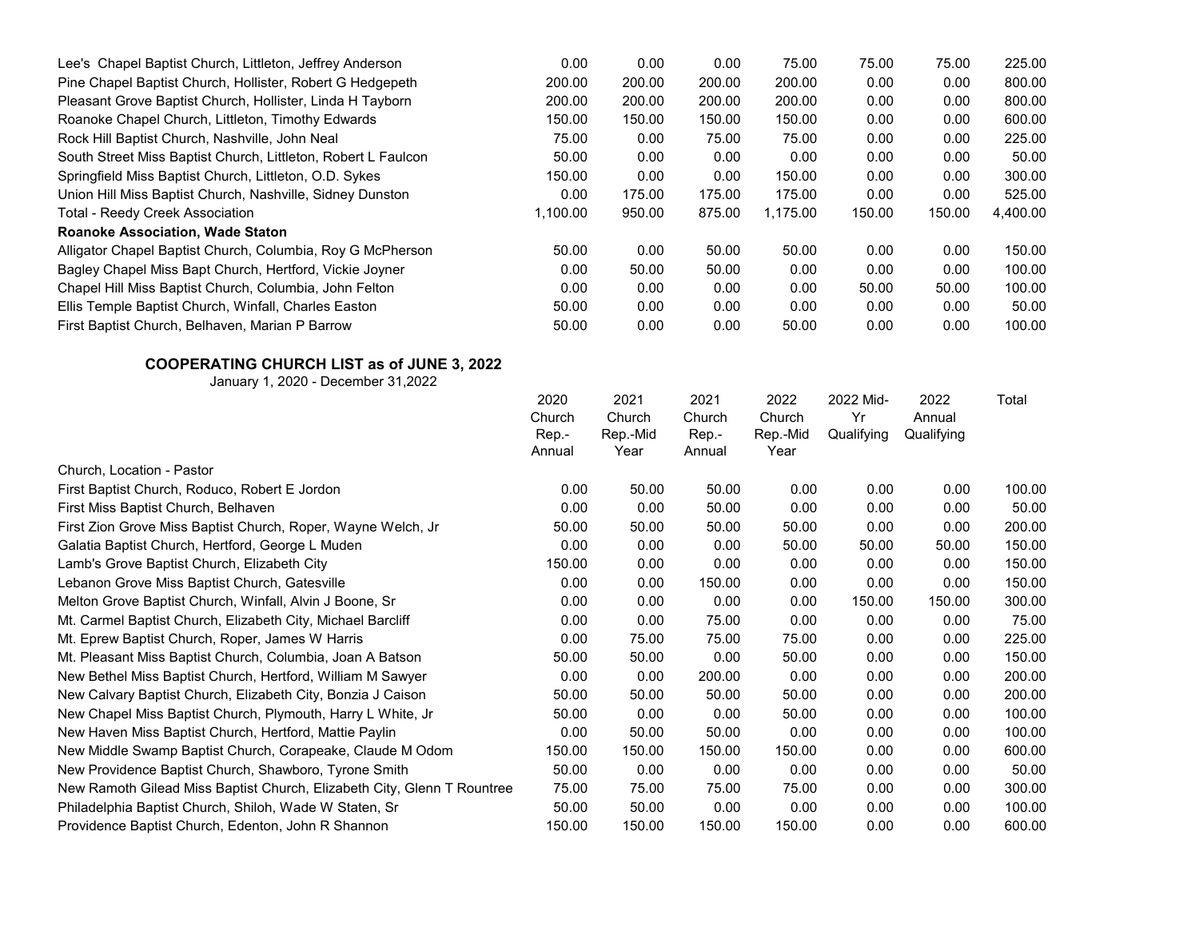| | | | | | | | |
|---|---|---|---|---|---|---|---|
| Lee's Chapel Baptist Church, Littleton, Jeffrey Anderson | 0.00 | 0.00 | 0.00 | 75.00 | 75.00 | 75.00 | 225.00 |
| Pine Chapel Baptist Church, Hollister, Robert G Hedgepeth | 200.00 | 200.00 | 200.00 | 200.00 | 0.00 | 0.00 | 800.00 |
| Pleasant Grove Baptist Church, Hollister, Linda H Tayborn | 200.00 | 200.00 | 200.00 | 200.00 | 0.00 | 0.00 | 800.00 |
| Roanoke Chapel Church, Littleton, Timothy Edwards | 150.00 | 150.00 | 150.00 | 150.00 | 0.00 | 0.00 | 600.00 |
| Rock Hill Baptist Church, Nashville, John Neal | 75.00 | 0.00 | 75.00 | 75.00 | 0.00 | 0.00 | 225.00 |
| South Street Miss Baptist Church, Littleton, Robert L Faulcon | 50.00 | 0.00 | 0.00 | 0.00 | 0.00 | 0.00 | 50.00 |
| Springfield Miss Baptist Church, Littleton, O.D. Sykes | 150.00 | 0.00 | 0.00 | 150.00 | 0.00 | 0.00 | 300.00 |
| Union Hill Miss Baptist Church, Nashville, Sidney Dunston | 0.00 | 175.00 | 175.00 | 175.00 | 0.00 | 0.00 | 525.00 |
| Total - Reedy Creek Association | 1,100.00 | 950.00 | 875.00 | 1,175.00 | 150.00 | 150.00 | 4,400.00 |
| **Roanoke Association, Wade Staton** | | | | | | | |
| Alligator Chapel Baptist Church, Columbia, Roy G McPherson | 50.00 | 0.00 | 50.00 | 50.00 | 0.00 | 0.00 | 150.00 |
| Bagley Chapel Miss Bapt Church, Hertford, Vickie Joyner | 0.00 | 50.00 | 50.00 | 0.00 | 0.00 | 0.00 | 100.00 |
| Chapel Hill Miss Baptist Church, Columbia, John Felton | 0.00 | 0.00 | 0.00 | 0.00 | 50.00 | 50.00 | 100.00 |
| Ellis Temple Baptist Church, Winfall, Charles Easton | 50.00 | 0.00 | 0.00 | 0.00 | 0.00 | 0.00 | 50.00 |
| First Baptist Church, Belhaven, Marian P Barrow | 50.00 | 0.00 | 0.00 | 50.00 | 0.00 | 0.00 | 100.00 |

**COOPERATING CHURCH LIST as of JUNE 3, 2022**

January 1, 2020 - December 31,2022

| Church, Location - Pastor | 2020 Church Rep.- Annual | 2021 Church Rep.-Mid Year | 2021 Church Rep.- Annual | 2022 Church Rep.-Mid Year | 2022 Mid-Yr Qualifying | 2022 Annual Qualifying | Total |
|---|---|---|---|---|---|---|---|
| First Baptist Church, Roduco, Robert E Jordon | 0.00 | 50.00 | 50.00 | 0.00 | 0.00 | 0.00 | 100.00 |
| First Miss Baptist Church, Belhaven | 0.00 | 0.00 | 50.00 | 0.00 | 0.00 | 0.00 | 50.00 |
| First Zion Grove Miss Baptist Church, Roper, Wayne Welch, Jr | 50.00 | 50.00 | 50.00 | 50.00 | 0.00 | 0.00 | 200.00 |
| Galatia Baptist Church, Hertford, George L Muden | 0.00 | 0.00 | 0.00 | 50.00 | 50.00 | 50.00 | 150.00 |
| Lamb's Grove Baptist Church, Elizabeth City | 150.00 | 0.00 | 0.00 | 0.00 | 0.00 | 0.00 | 150.00 |
| Lebanon Grove Miss Baptist Church, Gatesville | 0.00 | 0.00 | 150.00 | 0.00 | 0.00 | 0.00 | 150.00 |
| Melton Grove Baptist Church, Winfall, Alvin J Boone, Sr | 0.00 | 0.00 | 0.00 | 0.00 | 150.00 | 150.00 | 300.00 |
| Mt. Carmel Baptist Church, Elizabeth City, Michael Barcliff | 0.00 | 0.00 | 75.00 | 0.00 | 0.00 | 0.00 | 75.00 |
| Mt. Eprew Baptist Church, Roper, James W Harris | 0.00 | 75.00 | 75.00 | 75.00 | 0.00 | 0.00 | 225.00 |
| Mt. Pleasant Miss Baptist Church, Columbia, Joan A Batson | 50.00 | 50.00 | 0.00 | 50.00 | 0.00 | 0.00 | 150.00 |
| New Bethel Miss Baptist Church, Hertford, William M Sawyer | 0.00 | 0.00 | 200.00 | 0.00 | 0.00 | 0.00 | 200.00 |
| New Calvary Baptist Church, Elizabeth City, Bonzia J Caison | 50.00 | 50.00 | 50.00 | 50.00 | 0.00 | 0.00 | 200.00 |
| New Chapel Miss Baptist Church, Plymouth, Harry L White, Jr | 50.00 | 0.00 | 0.00 | 50.00 | 0.00 | 0.00 | 100.00 |
| New Haven Miss Baptist Church, Hertford, Mattie Paylin | 0.00 | 50.00 | 50.00 | 0.00 | 0.00 | 0.00 | 100.00 |
| New Middle Swamp Baptist Church, Corapeake, Claude M Odom | 150.00 | 150.00 | 150.00 | 150.00 | 0.00 | 0.00 | 600.00 |
| New Providence Baptist Church, Shawboro, Tyrone Smith | 50.00 | 0.00 | 0.00 | 0.00 | 0.00 | 0.00 | 50.00 |
| New Ramoth Gilead Miss Baptist Church, Elizabeth City, Glenn T Rountree | 75.00 | 75.00 | 75.00 | 75.00 | 0.00 | 0.00 | 300.00 |
| Philadelphia Baptist Church, Shiloh, Wade W Staten, Sr | 50.00 | 50.00 | 0.00 | 0.00 | 0.00 | 0.00 | 100.00 |
| Providence Baptist Church, Edenton, John R Shannon | 150.00 | 150.00 | 150.00 | 150.00 | 0.00 | 0.00 | 600.00 |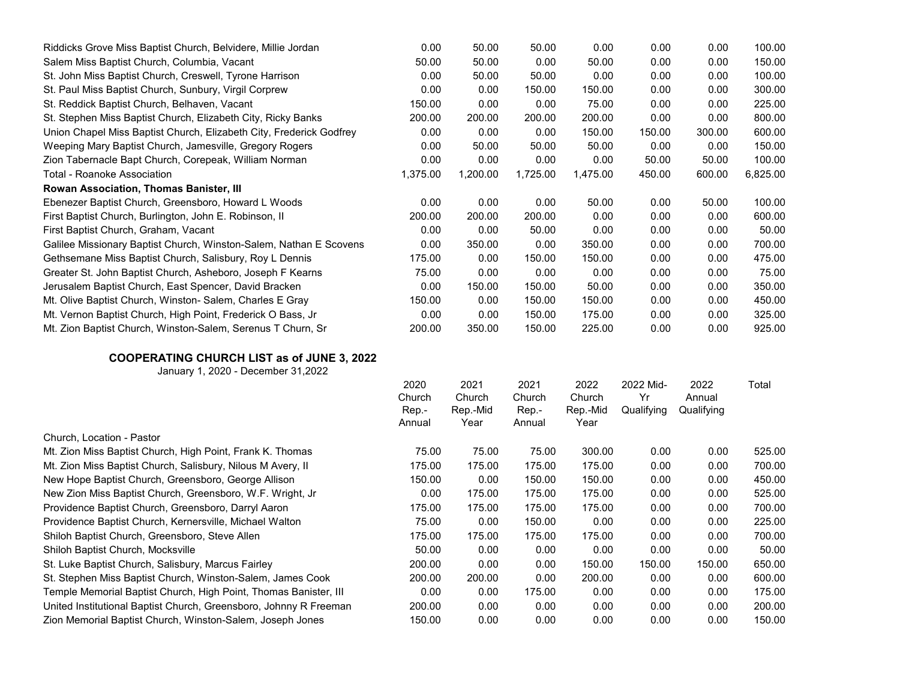| | | | | | | | |
|---|---|---|---|---|---|---|---|
| Riddicks Grove Miss Baptist Church, Belvidere, Millie Jordan | 0.00 | 50.00 | 50.00 | 0.00 | 0.00 | 0.00 | 100.00 |
| Salem Miss Baptist Church, Columbia, Vacant | 50.00 | 50.00 | 0.00 | 50.00 | 0.00 | 0.00 | 150.00 |
| St. John Miss Baptist Church, Creswell, Tyrone Harrison | 0.00 | 50.00 | 50.00 | 0.00 | 0.00 | 0.00 | 100.00 |
| St. Paul Miss Baptist Church, Sunbury, Virgil Corprew | 0.00 | 0.00 | 150.00 | 150.00 | 0.00 | 0.00 | 300.00 |
| St. Reddick Baptist Church, Belhaven, Vacant | 150.00 | 0.00 | 0.00 | 75.00 | 0.00 | 0.00 | 225.00 |
| St. Stephen Miss Baptist Church, Elizabeth City, Ricky Banks | 200.00 | 200.00 | 200.00 | 200.00 | 0.00 | 0.00 | 800.00 |
| Union Chapel Miss Baptist Church, Elizabeth City, Frederick Godfrey | 0.00 | 0.00 | 0.00 | 150.00 | 150.00 | 300.00 | 600.00 |
| Weeping Mary Baptist Church, Jamesville, Gregory Rogers | 0.00 | 50.00 | 50.00 | 50.00 | 0.00 | 0.00 | 150.00 |
| Zion Tabernacle Bapt Church, Corepeak, William Norman | 0.00 | 0.00 | 0.00 | 0.00 | 50.00 | 50.00 | 100.00 |
| Total - Roanoke Association | 1,375.00 | 1,200.00 | 1,725.00 | 1,475.00 | 450.00 | 600.00 | 6,825.00 |
| **Rowan Association, Thomas Banister, III** | | | | | | | |
| Ebenezer Baptist Church, Greensboro, Howard L Woods | 0.00 | 0.00 | 0.00 | 50.00 | 0.00 | 50.00 | 100.00 |
| First Baptist Church, Burlington, John E. Robinson, II | 200.00 | 200.00 | 200.00 | 0.00 | 0.00 | 0.00 | 600.00 |
| First Baptist Church, Graham, Vacant | 0.00 | 0.00 | 50.00 | 0.00 | 0.00 | 0.00 | 50.00 |
| Galilee Missionary Baptist Church, Winston-Salem, Nathan E Scovens | 0.00 | 350.00 | 0.00 | 350.00 | 0.00 | 0.00 | 700.00 |
| Gethsemane Miss Baptist Church, Salisbury, Roy L Dennis | 175.00 | 0.00 | 150.00 | 150.00 | 0.00 | 0.00 | 475.00 |
| Greater St. John Baptist Church, Asheboro, Joseph F Kearns | 75.00 | 0.00 | 0.00 | 0.00 | 0.00 | 0.00 | 75.00 |
| Jerusalem Baptist Church, East Spencer, David Bracken | 0.00 | 150.00 | 150.00 | 50.00 | 0.00 | 0.00 | 350.00 |
| Mt. Olive Baptist Church, Winston- Salem, Charles E Gray | 150.00 | 0.00 | 150.00 | 150.00 | 0.00 | 0.00 | 450.00 |
| Mt. Vernon Baptist Church, High Point, Frederick O Bass, Jr | 0.00 | 0.00 | 150.00 | 175.00 | 0.00 | 0.00 | 325.00 |
| Mt. Zion Baptist Church, Winston-Salem, Serenus T Churn, Sr | 200.00 | 350.00 | 150.00 | 225.00 | 0.00 | 0.00 | 925.00 |

**COOPERATING CHURCH LIST as of JUNE 3, 2022**

January 1, 2020 - December 31,2022

| Church, Location - Pastor | 2020 Church Rep.- Annual | 2021 Church Rep.-Mid Year | 2021 Church Rep.- Annual | 2022 Church Rep.-Mid Year | 2022 Mid-Yr Qualifying | 2022 Annual Qualifying | Total |
|---|---|---|---|---|---|---|---|
| Mt. Zion Miss Baptist Church, High Point, Frank K. Thomas | 75.00 | 75.00 | 75.00 | 300.00 | 0.00 | 0.00 | 525.00 |
| Mt. Zion Miss Baptist Church, Salisbury, Nilous M Avery, II | 175.00 | 175.00 | 175.00 | 175.00 | 0.00 | 0.00 | 700.00 |
| New Hope Baptist Church, Greensboro, George Allison | 150.00 | 0.00 | 150.00 | 150.00 | 0.00 | 0.00 | 450.00 |
| New Zion Miss Baptist Church, Greensboro, W.F. Wright, Jr | 0.00 | 175.00 | 175.00 | 175.00 | 0.00 | 0.00 | 525.00 |
| Providence Baptist Church, Greensboro, Darryl Aaron | 175.00 | 175.00 | 175.00 | 175.00 | 0.00 | 0.00 | 700.00 |
| Providence Baptist Church, Kernersville, Michael Walton | 75.00 | 0.00 | 150.00 | 0.00 | 0.00 | 0.00 | 225.00 |
| Shiloh Baptist Church, Greensboro, Steve Allen | 175.00 | 175.00 | 175.00 | 175.00 | 0.00 | 0.00 | 700.00 |
| Shiloh Baptist Church, Mocksville | 50.00 | 0.00 | 0.00 | 0.00 | 0.00 | 0.00 | 50.00 |
| St. Luke Baptist Church, Salisbury, Marcus Fairley | 200.00 | 0.00 | 0.00 | 150.00 | 150.00 | 150.00 | 650.00 |
| St. Stephen Miss Baptist Church, Winston-Salem, James Cook | 200.00 | 200.00 | 0.00 | 200.00 | 0.00 | 0.00 | 600.00 |
| Temple Memorial Baptist Church, High Point, Thomas Banister, III | 0.00 | 0.00 | 175.00 | 0.00 | 0.00 | 0.00 | 175.00 |
| United Institutional Baptist Church, Greensboro, Johnny R Freeman | 200.00 | 0.00 | 0.00 | 0.00 | 0.00 | 0.00 | 200.00 |
| Zion Memorial Baptist Church, Winston-Salem, Joseph Jones | 150.00 | 0.00 | 0.00 | 0.00 | 0.00 | 0.00 | 150.00 |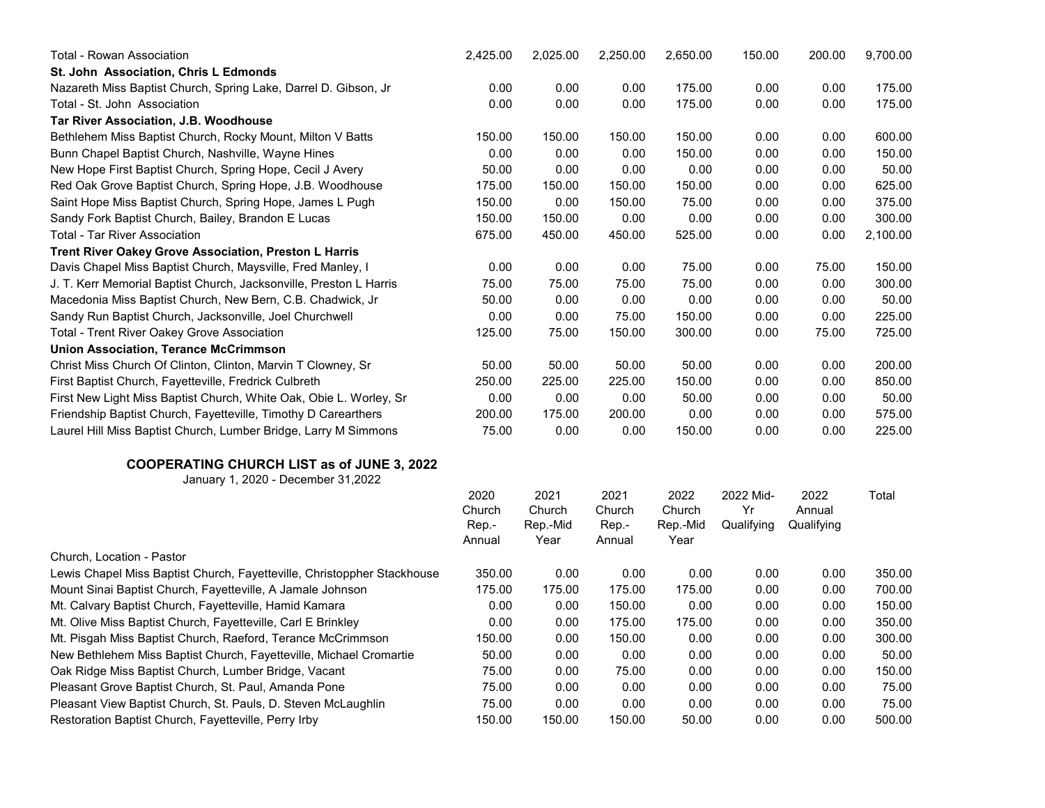| | | | | | | | |
|---|---|---|---|---|---|---|---|
| Total - Rowan Association | 2,425.00 | 2,025.00 | 2,250.00 | 2,650.00 | 150.00 | 200.00 | 9,700.00 |
| **St. John Association, Chris L Edmonds** | | | | | | | |
| Nazareth Miss Baptist Church, Spring Lake, Darrel D. Gibson, Jr | 0.00 | 0.00 | 0.00 | 175.00 | 0.00 | 0.00 | 175.00 |
| Total - St. John Association | 0.00 | 0.00 | 0.00 | 175.00 | 0.00 | 0.00 | 175.00 |
| **Tar River Association, J.B. Woodhouse** | | | | | | | |
| Bethlehem Miss Baptist Church, Rocky Mount, Milton V Batts | 150.00 | 150.00 | 150.00 | 150.00 | 0.00 | 0.00 | 600.00 |
| Bunn Chapel Baptist Church, Nashville, Wayne Hines | 0.00 | 0.00 | 0.00 | 150.00 | 0.00 | 0.00 | 150.00 |
| New Hope First Baptist Church, Spring Hope, Cecil J Avery | 50.00 | 0.00 | 0.00 | 0.00 | 0.00 | 0.00 | 50.00 |
| Red Oak Grove Baptist Church, Spring Hope, J.B. Woodhouse | 175.00 | 150.00 | 150.00 | 150.00 | 0.00 | 0.00 | 625.00 |
| Saint Hope Miss Baptist Church, Spring Hope, James L Pugh | 150.00 | 0.00 | 150.00 | 75.00 | 0.00 | 0.00 | 375.00 |
| Sandy Fork Baptist Church, Bailey, Brandon E Lucas | 150.00 | 150.00 | 0.00 | 0.00 | 0.00 | 0.00 | 300.00 |
| Total - Tar River Association | 675.00 | 450.00 | 450.00 | 525.00 | 0.00 | 0.00 | 2,100.00 |
| **Trent River Oakey Grove Association, Preston L Harris** | | | | | | | |
| Davis Chapel Miss Baptist Church, Maysville, Fred Manley, I | 0.00 | 0.00 | 0.00 | 75.00 | 0.00 | 75.00 | 150.00 |
| J. T. Kerr Memorial Baptist Church, Jacksonville, Preston L Harris | 75.00 | 75.00 | 75.00 | 75.00 | 0.00 | 0.00 | 300.00 |
| Macedonia Miss Baptist Church, New Bern, C.B. Chadwick, Jr | 50.00 | 0.00 | 0.00 | 0.00 | 0.00 | 0.00 | 50.00 |
| Sandy Run Baptist Church, Jacksonville, Joel Churchwell | 0.00 | 0.00 | 75.00 | 150.00 | 0.00 | 0.00 | 225.00 |
| Total - Trent River Oakey Grove Association | 125.00 | 75.00 | 150.00 | 300.00 | 0.00 | 75.00 | 725.00 |
| **Union Association, Terance McCrimmson** | | | | | | | |
| Christ Miss Church Of Clinton, Clinton, Marvin T Clowney, Sr | 50.00 | 50.00 | 50.00 | 50.00 | 0.00 | 0.00 | 200.00 |
| First Baptist Church, Fayetteville, Fredrick Culbreth | 250.00 | 225.00 | 225.00 | 150.00 | 0.00 | 0.00 | 850.00 |
| First New Light Miss Baptist Church, White Oak, Obie L. Worley, Sr | 0.00 | 0.00 | 0.00 | 50.00 | 0.00 | 0.00 | 50.00 |
| Friendship Baptist Church, Fayetteville, Timothy D Carearthers | 200.00 | 175.00 | 200.00 | 0.00 | 0.00 | 0.00 | 575.00 |
| Laurel Hill Miss Baptist Church, Lumber Bridge, Larry M Simmons | 75.00 | 0.00 | 0.00 | 150.00 | 0.00 | 0.00 | 225.00 |

## COOPERATING CHURCH LIST as of JUNE 3, 2022

January 1, 2020 - December 31,2022

| Church, Location - Pastor | 2020 Church Rep.- Annual | 2021 Church Rep.-Mid Year | 2021 Church Rep.- Annual | 2022 Church Rep.-Mid Year | 2022 Mid-Yr Qualifying | 2022 Annual Qualifying | Total |
|---|---|---|---|---|---|---|---|
| Lewis Chapel Miss Baptist Church, Fayetteville, Christoppher Stackhouse | 350.00 | 0.00 | 0.00 | 0.00 | 0.00 | 0.00 | 350.00 |
| Mount Sinai Baptist Church, Fayetteville, A Jamale Johnson | 175.00 | 175.00 | 175.00 | 175.00 | 0.00 | 0.00 | 700.00 |
| Mt. Calvary Baptist Church, Fayetteville, Hamid Kamara | 0.00 | 0.00 | 150.00 | 0.00 | 0.00 | 0.00 | 150.00 |
| Mt. Olive Miss Baptist Church, Fayetteville, Carl E Brinkley | 0.00 | 0.00 | 175.00 | 175.00 | 0.00 | 0.00 | 350.00 |
| Mt. Pisgah Miss Baptist Church, Raeford, Terance McCrimmson | 150.00 | 0.00 | 150.00 | 0.00 | 0.00 | 0.00 | 300.00 |
| New Bethlehem Miss Baptist Church, Fayetteville, Michael Cromartie | 50.00 | 0.00 | 0.00 | 0.00 | 0.00 | 0.00 | 50.00 |
| Oak Ridge Miss Baptist Church, Lumber Bridge, Vacant | 75.00 | 0.00 | 75.00 | 0.00 | 0.00 | 0.00 | 150.00 |
| Pleasant Grove Baptist Church, St. Paul, Amanda Pone | 75.00 | 0.00 | 0.00 | 0.00 | 0.00 | 0.00 | 75.00 |
| Pleasant View Baptist Church, St. Pauls, D. Steven McLaughlin | 75.00 | 0.00 | 0.00 | 0.00 | 0.00 | 0.00 | 75.00 |
| Restoration Baptist Church, Fayetteville, Perry Irby | 150.00 | 150.00 | 150.00 | 50.00 | 0.00 | 0.00 | 500.00 |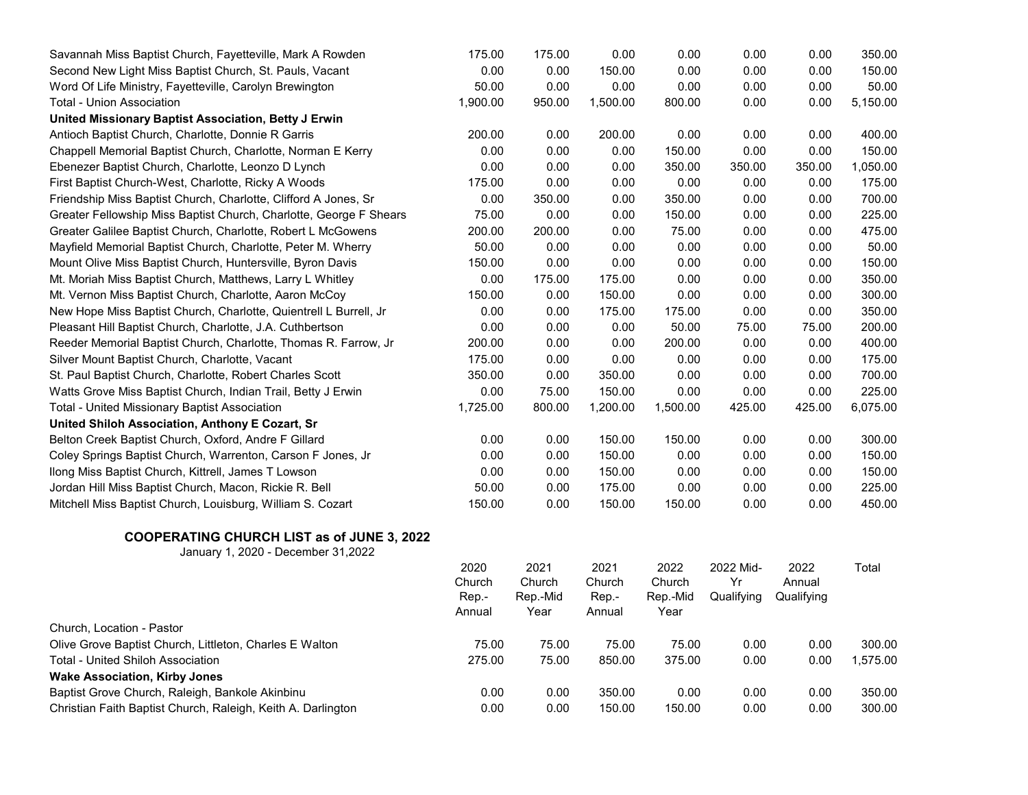| | | | | | | | |
|---|---|---|---|---|---|---|---|
| Savannah Miss Baptist Church, Fayetteville, Mark A Rowden | 175.00 | 175.00 | 0.00 | 0.00 | 0.00 | 0.00 | 350.00 |
| Second New Light Miss Baptist Church, St. Pauls, Vacant | 0.00 | 0.00 | 150.00 | 0.00 | 0.00 | 0.00 | 150.00 |
| Word Of Life Ministry, Fayetteville, Carolyn Brewington | 50.00 | 0.00 | 0.00 | 0.00 | 0.00 | 0.00 | 50.00 |
| Total - Union Association | 1,900.00 | 950.00 | 1,500.00 | 800.00 | 0.00 | 0.00 | 5,150.00 |
| **United Missionary Baptist Association, Betty J Erwin** | | | | | | | |
| Antioch Baptist Church, Charlotte, Donnie R Garris | 200.00 | 0.00 | 200.00 | 0.00 | 0.00 | 0.00 | 400.00 |
| Chappell Memorial Baptist Church, Charlotte, Norman E Kerry | 0.00 | 0.00 | 0.00 | 150.00 | 0.00 | 0.00 | 150.00 |
| Ebenezer Baptist Church, Charlotte, Leonzo D Lynch | 0.00 | 0.00 | 0.00 | 350.00 | 350.00 | 350.00 | 1,050.00 |
| First Baptist Church-West, Charlotte, Ricky A Woods | 175.00 | 0.00 | 0.00 | 0.00 | 0.00 | 0.00 | 175.00 |
| Friendship Miss Baptist Church, Charlotte, Clifford A Jones, Sr | 0.00 | 350.00 | 0.00 | 350.00 | 0.00 | 0.00 | 700.00 |
| Greater Fellowship Miss Baptist Church, Charlotte, George F Shears | 75.00 | 0.00 | 0.00 | 150.00 | 0.00 | 0.00 | 225.00 |
| Greater Galilee Baptist Church, Charlotte, Robert L McGowens | 200.00 | 200.00 | 0.00 | 75.00 | 0.00 | 0.00 | 475.00 |
| Mayfield Memorial Baptist Church, Charlotte, Peter M. Wherry | 50.00 | 0.00 | 0.00 | 0.00 | 0.00 | 0.00 | 50.00 |
| Mount Olive Miss Baptist Church, Huntersville, Byron Davis | 150.00 | 0.00 | 0.00 | 0.00 | 0.00 | 0.00 | 150.00 |
| Mt. Moriah Miss Baptist Church, Matthews, Larry L Whitley | 0.00 | 175.00 | 175.00 | 0.00 | 0.00 | 0.00 | 350.00 |
| Mt. Vernon Miss Baptist Church, Charlotte, Aaron McCoy | 150.00 | 0.00 | 150.00 | 0.00 | 0.00 | 0.00 | 300.00 |
| New Hope Miss Baptist Church, Charlotte, Quientrell L Burrell, Jr | 0.00 | 0.00 | 175.00 | 175.00 | 0.00 | 0.00 | 350.00 |
| Pleasant Hill Baptist Church, Charlotte, J.A. Cuthbertson | 0.00 | 0.00 | 0.00 | 50.00 | 75.00 | 75.00 | 200.00 |
| Reeder Memorial Baptist Church, Charlotte, Thomas R. Farrow, Jr | 200.00 | 0.00 | 0.00 | 200.00 | 0.00 | 0.00 | 400.00 |
| Silver Mount Baptist Church, Charlotte, Vacant | 175.00 | 0.00 | 0.00 | 0.00 | 0.00 | 0.00 | 175.00 |
| St. Paul Baptist Church, Charlotte, Robert Charles Scott | 350.00 | 0.00 | 350.00 | 0.00 | 0.00 | 0.00 | 700.00 |
| Watts Grove Miss Baptist Church, Indian Trail, Betty J Erwin | 0.00 | 75.00 | 150.00 | 0.00 | 0.00 | 0.00 | 225.00 |
| Total - United Missionary Baptist Association | 1,725.00 | 800.00 | 1,200.00 | 1,500.00 | 425.00 | 425.00 | 6,075.00 |
| **United Shiloh Association, Anthony E Cozart, Sr** | | | | | | | |
| Belton Creek Baptist Church, Oxford, Andre F Gillard | 0.00 | 0.00 | 150.00 | 150.00 | 0.00 | 0.00 | 300.00 |
| Coley Springs Baptist Church, Warrenton, Carson F Jones, Jr | 0.00 | 0.00 | 150.00 | 0.00 | 0.00 | 0.00 | 150.00 |
| Ilong Miss Baptist Church, Kittrell, James T Lowson | 0.00 | 0.00 | 150.00 | 0.00 | 0.00 | 0.00 | 150.00 |
| Jordan Hill Miss Baptist Church, Macon, Rickie R. Bell | 50.00 | 0.00 | 175.00 | 0.00 | 0.00 | 0.00 | 225.00 |
| Mitchell Miss Baptist Church, Louisburg, William S. Cozart | 150.00 | 0.00 | 150.00 | 150.00 | 0.00 | 0.00 | 450.00 |

## COOPERATING CHURCH LIST as of JUNE 3, 2022

January 1, 2020 - December 31,2022

| Church, Location - Pastor | 2020 Church Rep.-Annual | 2021 Church Rep.-Mid Year | 2021 Church Rep.-Annual | 2022 Church Rep.-Mid Year | 2022 Mid-Yr Qualifying | 2022 Annual Qualifying | Total |
|---|---|---|---|---|---|---|---|
| Olive Grove Baptist Church, Littleton, Charles E Walton | 75.00 | 75.00 | 75.00 | 75.00 | 0.00 | 0.00 | 300.00 |
| Total - United Shiloh Association | 275.00 | 75.00 | 850.00 | 375.00 | 0.00 | 0.00 | 1,575.00 |
| **Wake Association, Kirby Jones** | | | | | | | |
| Baptist Grove Church, Raleigh, Bankole Akinbinu | 0.00 | 0.00 | 350.00 | 0.00 | 0.00 | 0.00 | 350.00 |
| Christian Faith Baptist Church, Raleigh, Keith A. Darlington | 0.00 | 0.00 | 150.00 | 150.00 | 0.00 | 0.00 | 300.00 |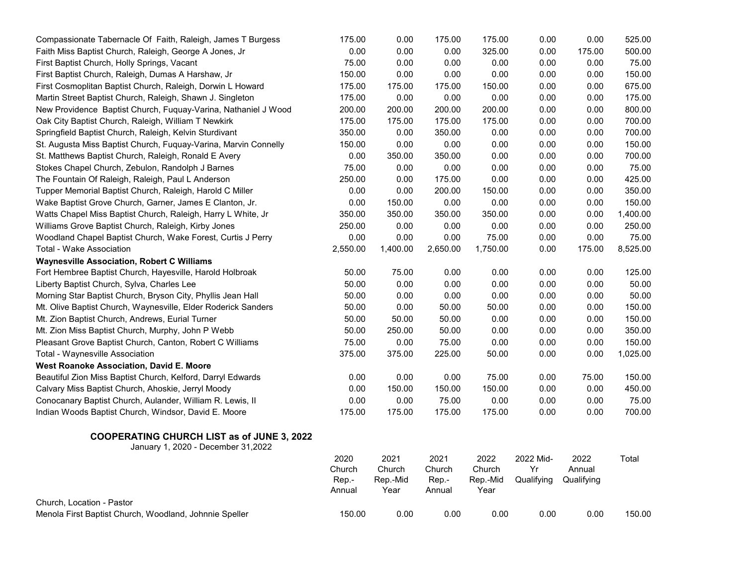| Church, Location - Pastor | 2020 Church Rep.- Annual | 2021 Church Rep.-Mid Year | 2021 Church Rep.- Annual | 2022 Church Rep.-Mid Year | 2022 Mid-Yr Qualifying | 2022 Annual Qualifying | Total |
|---|---|---|---|---|---|---|---|
| Compassionate Tabernacle Of Faith, Raleigh, James T Burgess | 175.00 | 0.00 | 175.00 | 175.00 | 0.00 | 0.00 | 525.00 |
| Faith Miss Baptist Church, Raleigh, George A Jones, Jr | 0.00 | 0.00 | 0.00 | 325.00 | 0.00 | 175.00 | 500.00 |
| First Baptist Church, Holly Springs, Vacant | 75.00 | 0.00 | 0.00 | 0.00 | 0.00 | 0.00 | 75.00 |
| First Baptist Church, Raleigh, Dumas A Harshaw, Jr | 150.00 | 0.00 | 0.00 | 0.00 | 0.00 | 0.00 | 150.00 |
| First Cosmoplitan Baptist Church, Raleigh, Dorwin L Howard | 175.00 | 175.00 | 175.00 | 150.00 | 0.00 | 0.00 | 675.00 |
| Martin Street Baptist Church, Raleigh, Shawn J. Singleton | 175.00 | 0.00 | 0.00 | 0.00 | 0.00 | 0.00 | 175.00 |
| New Providence Baptist Church, Fuquay-Varina, Nathaniel J Wood | 200.00 | 200.00 | 200.00 | 200.00 | 0.00 | 0.00 | 800.00 |
| Oak City Baptist Church, Raleigh, William T Newkirk | 175.00 | 175.00 | 175.00 | 175.00 | 0.00 | 0.00 | 700.00 |
| Springfield Baptist Church, Raleigh, Kelvin Sturdivant | 350.00 | 0.00 | 350.00 | 0.00 | 0.00 | 0.00 | 700.00 |
| St. Augusta Miss Baptist Church, Fuquay-Varina, Marvin Connelly | 150.00 | 0.00 | 0.00 | 0.00 | 0.00 | 0.00 | 150.00 |
| St. Matthews Baptist Church, Raleigh, Ronald E Avery | 0.00 | 350.00 | 350.00 | 0.00 | 0.00 | 0.00 | 700.00 |
| Stokes Chapel Church, Zebulon, Randolph J Barnes | 75.00 | 0.00 | 0.00 | 0.00 | 0.00 | 0.00 | 75.00 |
| The Fountain Of Raleigh, Raleigh, Paul L Anderson | 250.00 | 0.00 | 175.00 | 0.00 | 0.00 | 0.00 | 425.00 |
| Tupper Memorial Baptist Church, Raleigh, Harold C Miller | 0.00 | 0.00 | 200.00 | 150.00 | 0.00 | 0.00 | 350.00 |
| Wake Baptist Grove Church, Garner, James E Clanton, Jr. | 0.00 | 150.00 | 0.00 | 0.00 | 0.00 | 0.00 | 150.00 |
| Watts Chapel Miss Baptist Church, Raleigh, Harry L White, Jr | 350.00 | 350.00 | 350.00 | 350.00 | 0.00 | 0.00 | 1,400.00 |
| Williams Grove Baptist Church, Raleigh, Kirby Jones | 250.00 | 0.00 | 0.00 | 0.00 | 0.00 | 0.00 | 250.00 |
| Woodland Chapel Baptist Church, Wake Forest, Curtis J Perry | 0.00 | 0.00 | 0.00 | 75.00 | 0.00 | 0.00 | 75.00 |
| Total - Wake Association | 2,550.00 | 1,400.00 | 2,650.00 | 1,750.00 | 0.00 | 175.00 | 8,525.00 |
| **Waynesville Association, Robert C Williams** | | | | | | | |
| Fort Hembree Baptist Church, Hayesville, Harold Holbroak | 50.00 | 75.00 | 0.00 | 0.00 | 0.00 | 0.00 | 125.00 |
| Liberty Baptist Church, Sylva, Charles Lee | 50.00 | 0.00 | 0.00 | 0.00 | 0.00 | 0.00 | 50.00 |
| Morning Star Baptist Church, Bryson City, Phyllis Jean Hall | 50.00 | 0.00 | 0.00 | 0.00 | 0.00 | 0.00 | 50.00 |
| Mt. Olive Baptist Church, Waynesville, Elder Roderick Sanders | 50.00 | 0.00 | 50.00 | 50.00 | 0.00 | 0.00 | 150.00 |
| Mt. Zion Baptist Church, Andrews, Eurial Turner | 50.00 | 50.00 | 50.00 | 0.00 | 0.00 | 0.00 | 150.00 |
| Mt. Zion Miss Baptist Church, Murphy, John P Webb | 50.00 | 250.00 | 50.00 | 0.00 | 0.00 | 0.00 | 350.00 |
| Pleasant Grove Baptist Church, Canton, Robert C Williams | 75.00 | 0.00 | 75.00 | 0.00 | 0.00 | 0.00 | 150.00 |
| Total - Waynesville Association | 375.00 | 375.00 | 225.00 | 50.00 | 0.00 | 0.00 | 1,025.00 |
| **West Roanoke Association, David E. Moore** | | | | | | | |
| Beautiful Zion Miss Baptist Church, Kelford, Darryl Edwards | 0.00 | 0.00 | 0.00 | 75.00 | 0.00 | 75.00 | 150.00 |
| Calvary Miss Baptist Church, Ahoskie, Jerryl Moody | 0.00 | 150.00 | 150.00 | 150.00 | 0.00 | 0.00 | 450.00 |
| Conocanary Baptist Church, Aulander, William R. Lewis, II | 0.00 | 0.00 | 75.00 | 0.00 | 0.00 | 0.00 | 75.00 |
| Indian Woods Baptist Church, Windsor, David E. Moore | 175.00 | 175.00 | 175.00 | 175.00 | 0.00 | 0.00 | 700.00 |

**COOPERATING CHURCH LIST as of JUNE 3, 2022**

January 1, 2020 - December 31,2022

| Church, Location - Pastor | 2020 Church Rep.- Annual | 2021 Church Rep.-Mid Year | 2021 Church Rep.- Annual | 2022 Church Rep.-Mid Year | 2022 Mid-Yr Qualifying | 2022 Annual Qualifying | Total |
|---|---|---|---|---|---|---|---|
| Menola First Baptist Church, Woodland, Johnnie Speller | 150.00 | 0.00 | 0.00 | 0.00 | 0.00 | 0.00 | 150.00 |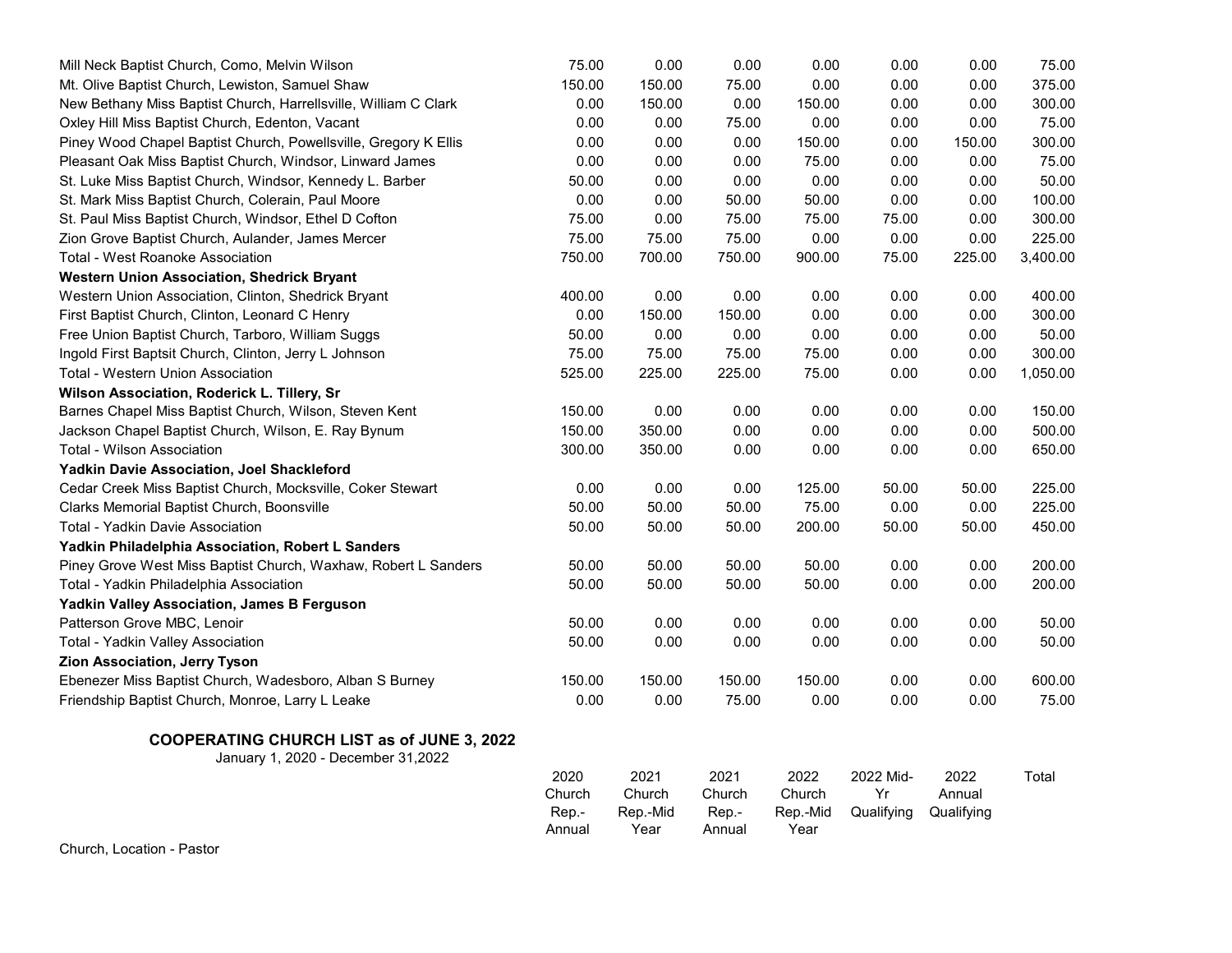| Church, Location - Pastor | 2020 Church Rep.- Annual | 2021 Church Rep.-Mid Year | 2021 Church Rep.- Annual | 2022 Church Rep.-Mid Year | 2022 Mid-Yr Qualifying | 2022 Annual Qualifying | Total |
|---|---|---|---|---|---|---|---|
| Mill Neck Baptist Church, Como, Melvin Wilson | 75.00 | 0.00 | 0.00 | 0.00 | 0.00 | 0.00 | 75.00 |
| Mt. Olive Baptist Church, Lewiston, Samuel Shaw | 150.00 | 150.00 | 75.00 | 0.00 | 0.00 | 0.00 | 375.00 |
| New Bethany Miss Baptist Church, Harrellsville, William C Clark | 0.00 | 150.00 | 0.00 | 150.00 | 0.00 | 0.00 | 300.00 |
| Oxley Hill Miss Baptist Church, Edenton, Vacant | 0.00 | 0.00 | 75.00 | 0.00 | 0.00 | 0.00 | 75.00 |
| Piney Wood Chapel Baptist Church, Powellsville, Gregory K Ellis | 0.00 | 0.00 | 0.00 | 150.00 | 0.00 | 150.00 | 300.00 |
| Pleasant Oak Miss Baptist Church, Windsor, Linward James | 0.00 | 0.00 | 0.00 | 75.00 | 0.00 | 0.00 | 75.00 |
| St. Luke Miss Baptist Church, Windsor, Kennedy L. Barber | 50.00 | 0.00 | 0.00 | 0.00 | 0.00 | 0.00 | 50.00 |
| St. Mark Miss Baptist Church, Colerain, Paul Moore | 0.00 | 0.00 | 50.00 | 50.00 | 0.00 | 0.00 | 100.00 |
| St. Paul Miss Baptist Church, Windsor, Ethel D Cofton | 75.00 | 0.00 | 75.00 | 75.00 | 75.00 | 0.00 | 300.00 |
| Zion Grove Baptist Church, Aulander, James Mercer | 75.00 | 75.00 | 75.00 | 0.00 | 0.00 | 0.00 | 225.00 |
| Total - West Roanoke Association | 750.00 | 700.00 | 750.00 | 900.00 | 75.00 | 225.00 | 3,400.00 |
| **Western Union Association, Shedrick Bryant** | | | | | | | |
| Western Union Association, Clinton, Shedrick Bryant | 400.00 | 0.00 | 0.00 | 0.00 | 0.00 | 0.00 | 400.00 |
| First Baptist Church, Clinton, Leonard C Henry | 0.00 | 150.00 | 150.00 | 0.00 | 0.00 | 0.00 | 300.00 |
| Free Union Baptist Church, Tarboro, William Suggs | 50.00 | 0.00 | 0.00 | 0.00 | 0.00 | 0.00 | 50.00 |
| Ingold First Baptsit Church, Clinton, Jerry L Johnson | 75.00 | 75.00 | 75.00 | 75.00 | 0.00 | 0.00 | 300.00 |
| Total - Western Union Association | 525.00 | 225.00 | 225.00 | 75.00 | 0.00 | 0.00 | 1,050.00 |
| **Wilson Association, Roderick L. Tillery, Sr** | | | | | | | |
| Barnes Chapel Miss Baptist Church, Wilson, Steven Kent | 150.00 | 0.00 | 0.00 | 0.00 | 0.00 | 0.00 | 150.00 |
| Jackson Chapel Baptist Church, Wilson, E. Ray Bynum | 150.00 | 350.00 | 0.00 | 0.00 | 0.00 | 0.00 | 500.00 |
| Total - Wilson Association | 300.00 | 350.00 | 0.00 | 0.00 | 0.00 | 0.00 | 650.00 |
| **Yadkin Davie Association, Joel Shackleford** | | | | | | | |
| Cedar Creek Miss Baptist Church, Mocksville, Coker Stewart | 0.00 | 0.00 | 0.00 | 125.00 | 50.00 | 50.00 | 225.00 |
| Clarks Memorial Baptist Church, Boonsville | 50.00 | 50.00 | 50.00 | 75.00 | 0.00 | 0.00 | 225.00 |
| Total - Yadkin Davie Association | 50.00 | 50.00 | 50.00 | 200.00 | 50.00 | 50.00 | 450.00 |
| **Yadkin Philadelphia Association, Robert L Sanders** | | | | | | | |
| Piney Grove West Miss Baptist Church, Waxhaw, Robert L Sanders | 50.00 | 50.00 | 50.00 | 50.00 | 0.00 | 0.00 | 200.00 |
| Total - Yadkin Philadelphia Association | 50.00 | 50.00 | 50.00 | 50.00 | 0.00 | 0.00 | 200.00 |
| **Yadkin Valley Association, James B Ferguson** | | | | | | | |
| Patterson Grove MBC, Lenoir | 50.00 | 0.00 | 0.00 | 0.00 | 0.00 | 0.00 | 50.00 |
| Total - Yadkin Valley Association | 50.00 | 0.00 | 0.00 | 0.00 | 0.00 | 0.00 | 50.00 |
| **Zion Association, Jerry Tyson** | | | | | | | |
| Ebenezer Miss Baptist Church, Wadesboro, Alban S Burney | 150.00 | 150.00 | 150.00 | 150.00 | 0.00 | 0.00 | 600.00 |
| Friendship Baptist Church, Monroe, Larry L Leake | 0.00 | 0.00 | 75.00 | 0.00 | 0.00 | 0.00 | 75.00 |

**COOPERATING CHURCH LIST as of JUNE 3, 2022**

January 1, 2020 - December 31,2022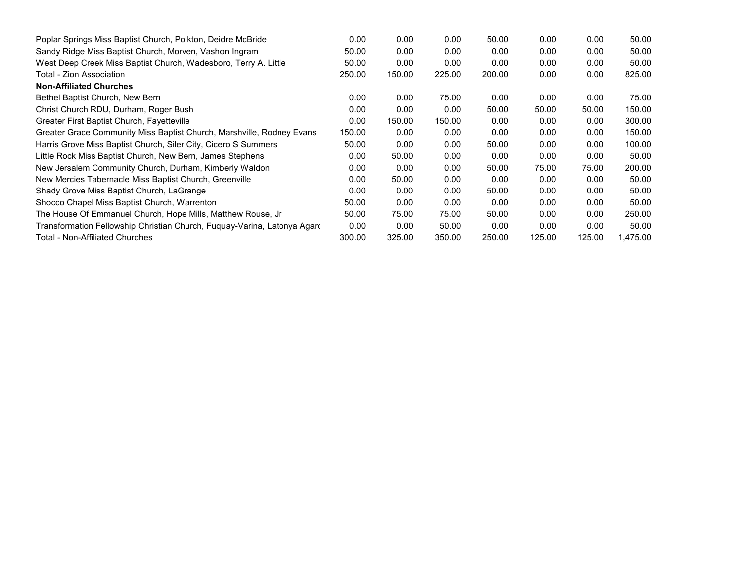| | | | | | | | |
|---|---|---|---|---|---|---|---|
| Poplar Springs Miss Baptist Church, Polkton, Deidre McBride | 0.00 | 0.00 | 0.00 | 50.00 | 0.00 | 0.00 | 50.00 |
| Sandy Ridge Miss Baptist Church, Morven, Vashon Ingram | 50.00 | 0.00 | 0.00 | 0.00 | 0.00 | 0.00 | 50.00 |
| West Deep Creek Miss Baptist Church, Wadesboro, Terry A. Little | 50.00 | 0.00 | 0.00 | 0.00 | 0.00 | 0.00 | 50.00 |
| Total - Zion Association | 250.00 | 150.00 | 225.00 | 200.00 | 0.00 | 0.00 | 825.00 |
| **Non-Affiliated Churches** | | | | | | | |
| Bethel Baptist Church, New Bern | 0.00 | 0.00 | 75.00 | 0.00 | 0.00 | 0.00 | 75.00 |
| Christ Church RDU, Durham, Roger Bush | 0.00 | 0.00 | 0.00 | 50.00 | 50.00 | 50.00 | 150.00 |
| Greater First Baptist Church, Fayetteville | 0.00 | 150.00 | 150.00 | 0.00 | 0.00 | 0.00 | 300.00 |
| Greater Grace Community Miss Baptist Church, Marshville, Rodney Evans | 150.00 | 0.00 | 0.00 | 0.00 | 0.00 | 0.00 | 150.00 |
| Harris Grove Miss Baptist Church, Siler City, Cicero S Summers | 50.00 | 0.00 | 0.00 | 50.00 | 0.00 | 0.00 | 100.00 |
| Little Rock Miss Baptist Church, New Bern, James Stephens | 0.00 | 50.00 | 0.00 | 0.00 | 0.00 | 0.00 | 50.00 |
| New Jersalem Community Church, Durham, Kimberly Waldon | 0.00 | 0.00 | 0.00 | 50.00 | 75.00 | 75.00 | 200.00 |
| New Mercies Tabernacle Miss Baptist Church, Greenville | 0.00 | 50.00 | 0.00 | 0.00 | 0.00 | 0.00 | 50.00 |
| Shady Grove Miss Baptist Church, LaGrange | 0.00 | 0.00 | 0.00 | 50.00 | 0.00 | 0.00 | 50.00 |
| Shocco Chapel Miss Baptist Church, Warrenton | 50.00 | 0.00 | 0.00 | 0.00 | 0.00 | 0.00 | 50.00 |
| The House Of Emmanuel Church, Hope Mills, Matthew Rouse, Jr | 50.00 | 75.00 | 75.00 | 50.00 | 0.00 | 0.00 | 250.00 |
| Transformation Fellowship Christian Church, Fuquay-Varina, Latonya Agar( | 0.00 | 0.00 | 50.00 | 0.00 | 0.00 | 0.00 | 50.00 |
| Total - Non-Affiliated Churches | 300.00 | 325.00 | 350.00 | 250.00 | 125.00 | 125.00 | 1,475.00 |